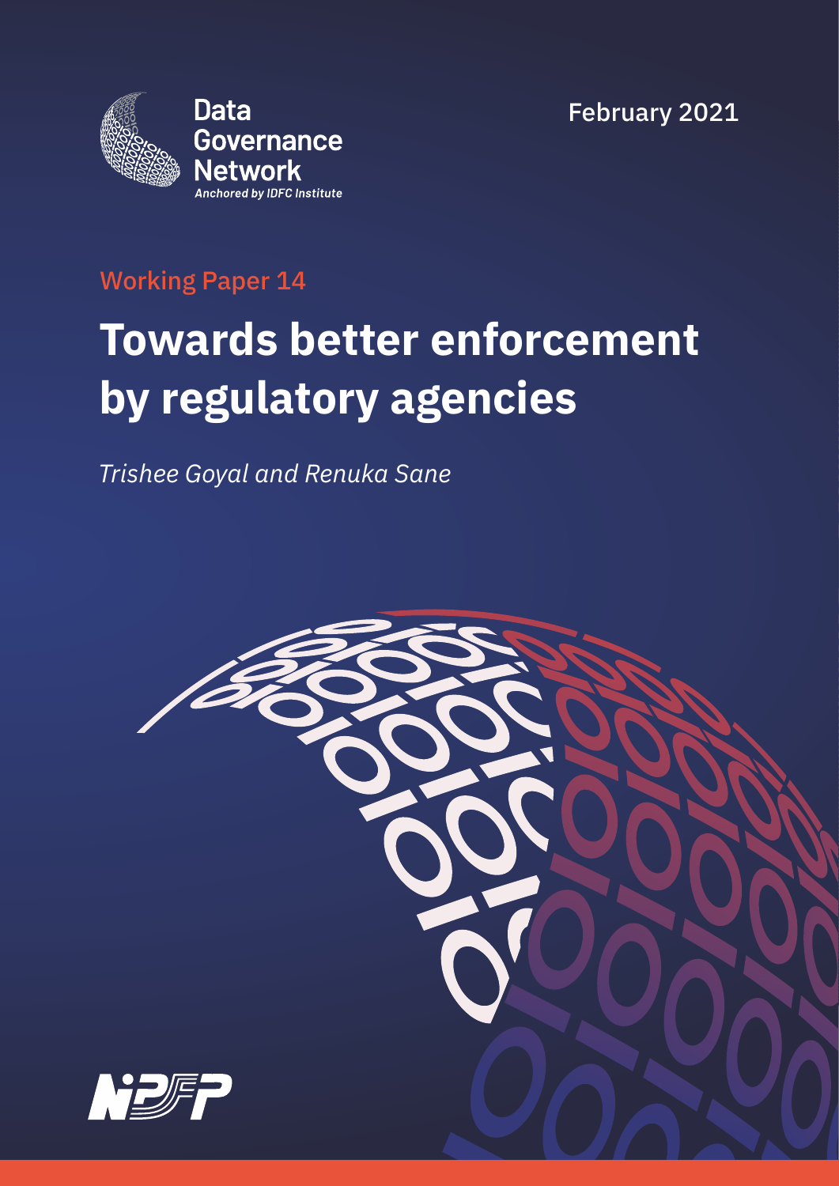Data Governance Network

*Anchored by IDFC Institute*

February 2021

Working Paper 14

# Towards better enforcement by regulatory agencies

*Trishee Goyal and Renuka Sane*

NIPFP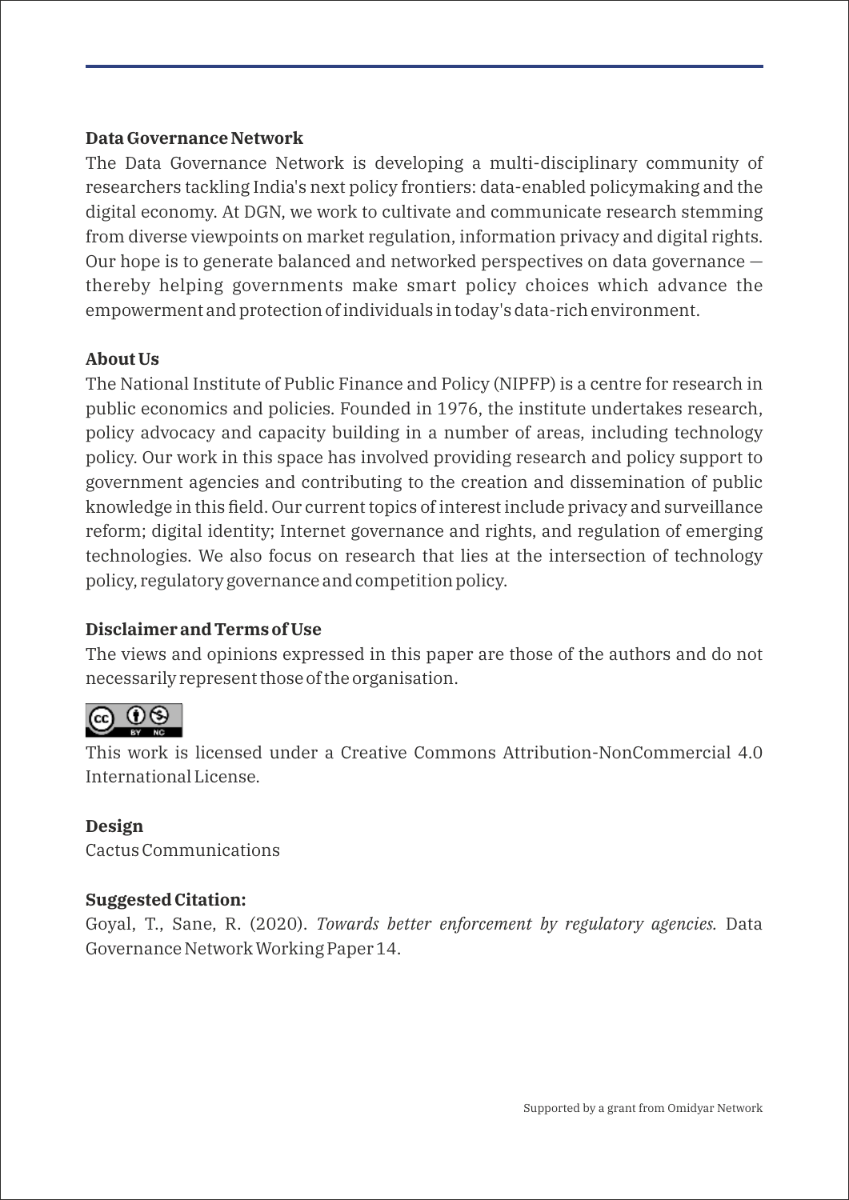**Data Governance Network**

The Data Governance Network is developing a multi-disciplinary community of researchers tackling India's next policy frontiers: data-enabled policymaking and the digital economy. At DGN, we work to cultivate and communicate research stemming from diverse viewpoints on market regulation, information privacy and digital rights. Our hope is to generate balanced and networked perspectives on data governance — thereby helping governments make smart policy choices which advance the empowerment and protection of individuals in today's data-rich environment.

**About Us**

The National Institute of Public Finance and Policy (NIPFP) is a centre for research in public economics and policies. Founded in 1976, the institute undertakes research, policy advocacy and capacity building in a number of areas, including technology policy. Our work in this space has involved providing research and policy support to government agencies and contributing to the creation and dissemination of public knowledge in this field. Our current topics of interest include privacy and surveillance reform; digital identity; Internet governance and rights, and regulation of emerging technologies. We also focus on research that lies at the intersection of technology policy, regulatory governance and competition policy.

**Disclaimer and Terms of Use**

The views and opinions expressed in this paper are those of the authors and do not necessarily represent those of the organisation.

This work is licensed under a Creative Commons Attribution-NonCommercial 4.0 International License.

**Design**

Cactus Communications

**Suggested Citation:**

Goyal, T., Sane, R. (2020). *Towards better enforcement by regulatory agencies.* Data Governance Network Working Paper 14.

Supported by a grant from Omidyar Network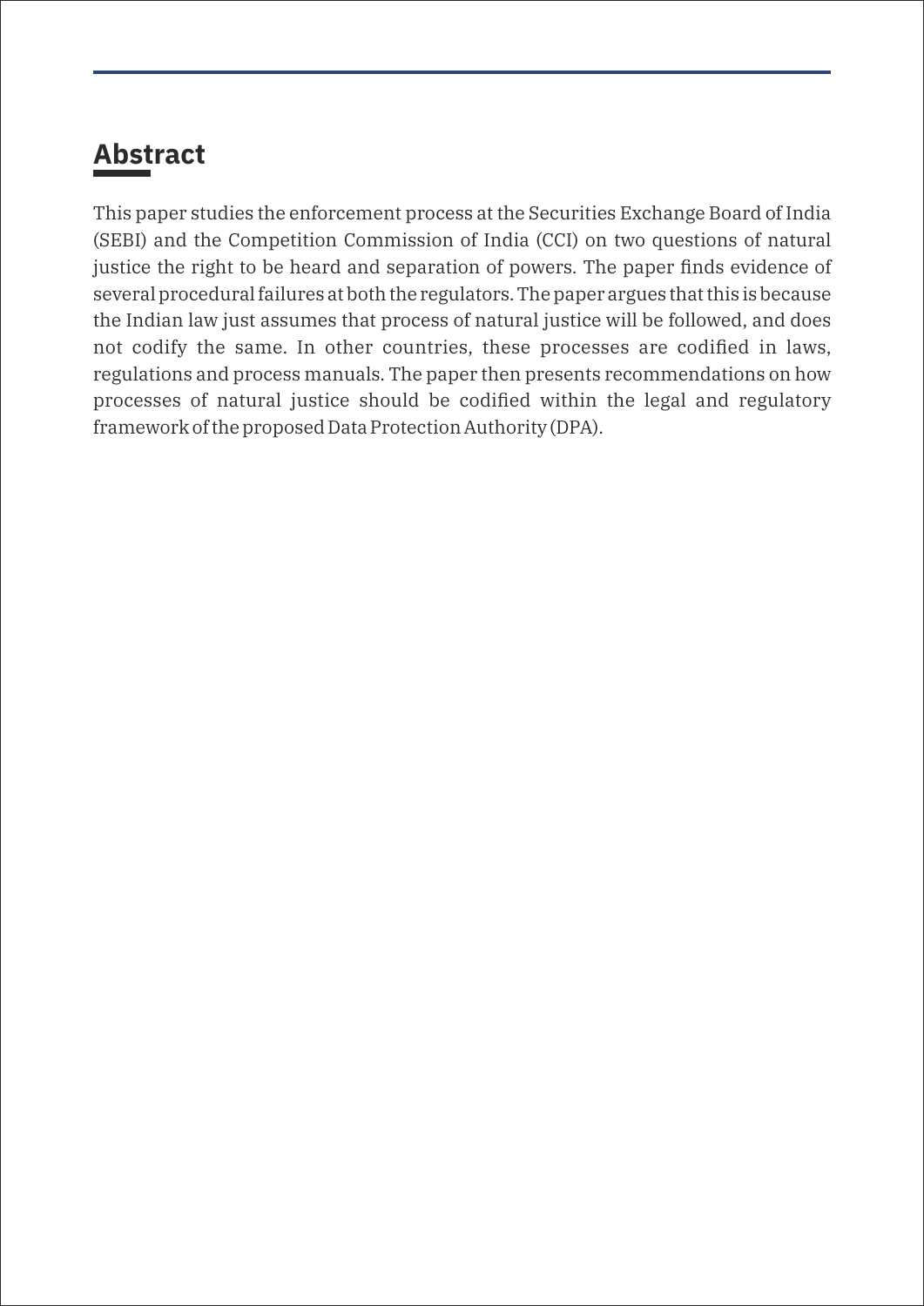## Abstract

This paper studies the enforcement process at the Securities Exchange Board of India (SEBI) and the Competition Commission of India (CCI) on two questions of natural justice the right to be heard and separation of powers. The paper finds evidence of several procedural failures at both the regulators. The paper argues that this is because the Indian law just assumes that process of natural justice will be followed, and does not codify the same. In other countries, these processes are codified in laws, regulations and process manuals. The paper then presents recommendations on how processes of natural justice should be codified within the legal and regulatory framework of the proposed Data Protection Authority (DPA).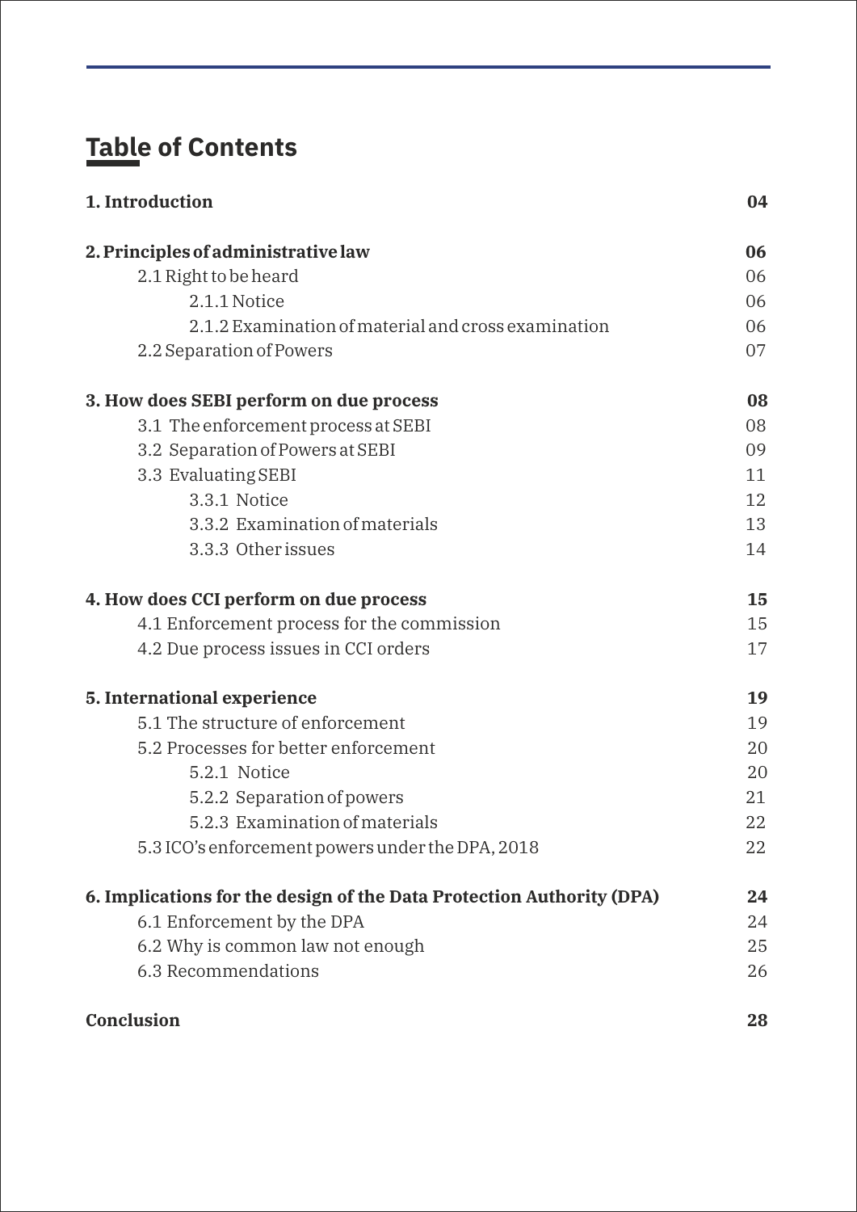## Table of Contents

| | |
|---|---|
| **1. Introduction** | **04** |
| **2. Principles of administrative law** | **06** |
| 2.1 Right to be heard | 06 |
| 2.1.1 Notice | 06 |
| 2.1.2 Examination of material and cross examination | 06 |
| 2.2 Separation of Powers | 07 |
| **3. How does SEBI perform on due process** | **08** |
| 3.1 The enforcement process at SEBI | 08 |
| 3.2 Separation of Powers at SEBI | 09 |
| 3.3 Evaluating SEBI | 11 |
| 3.3.1 Notice | 12 |
| 3.3.2 Examination of materials | 13 |
| 3.3.3 Other issues | 14 |
| **4. How does CCI perform on due process** | **15** |
| 4.1 Enforcement process for the commission | 15 |
| 4.2 Due process issues in CCI orders | 17 |
| **5. International experience** | **19** |
| 5.1 The structure of enforcement | 19 |
| 5.2 Processes for better enforcement | 20 |
| 5.2.1 Notice | 20 |
| 5.2.2 Separation of powers | 21 |
| 5.2.3 Examination of materials | 22 |
| 5.3 ICO's enforcement powers under the DPA, 2018 | 22 |
| **6. Implications for the design of the Data Protection Authority (DPA)** | **24** |
| 6.1 Enforcement by the DPA | 24 |
| 6.2 Why is common law not enough | 25 |
| 6.3 Recommendations | 26 |
| **Conclusion** | **28** |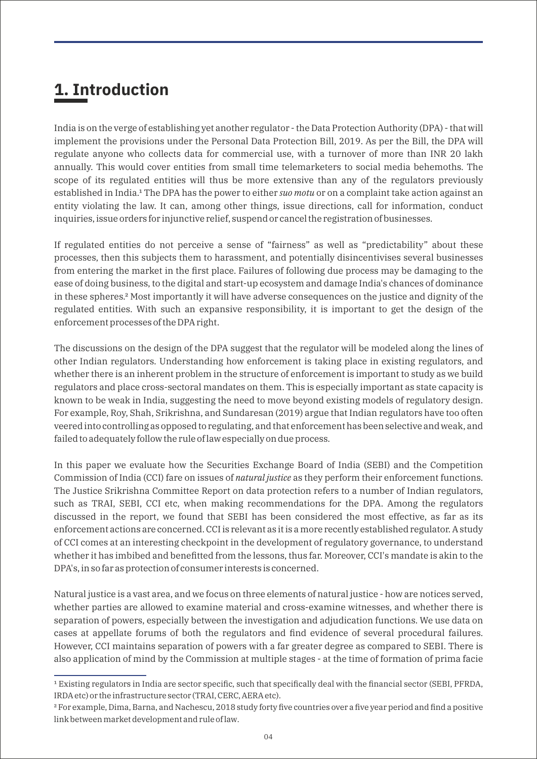# 1. Introduction

India is on the verge of establishing yet another regulator - the Data Protection Authority (DPA) - that will implement the provisions under the Personal Data Protection Bill, 2019. As per the Bill, the DPA will regulate anyone who collects data for commercial use, with a turnover of more than INR 20 lakh annually. This would cover entities from small time telemarketers to social media behemoths. The scope of its regulated entities will thus be more extensive than any of the regulators previously established in India.[1] The DPA has the power to either *suo motu* or on a complaint take action against an entity violating the law. It can, among other things, issue directions, call for information, conduct inquiries, issue orders for injunctive relief, suspend or cancel the registration of businesses.

If regulated entities do not perceive a sense of "fairness" as well as "predictability" about these processes, then this subjects them to harassment, and potentially disincentivises several businesses from entering the market in the first place. Failures of following due process may be damaging to the ease of doing business, to the digital and start-up ecosystem and damage India's chances of dominance in these spheres.[2] Most importantly it will have adverse consequences on the justice and dignity of the regulated entities. With such an expansive responsibility, it is important to get the design of the enforcement processes of the DPA right.

The discussions on the design of the DPA suggest that the regulator will be modeled along the lines of other Indian regulators. Understanding how enforcement is taking place in existing regulators, and whether there is an inherent problem in the structure of enforcement is important to study as we build regulators and place cross-sectoral mandates on them. This is especially important as state capacity is known to be weak in India, suggesting the need to move beyond existing models of regulatory design. For example, Roy, Shah, Srikrishna, and Sundaresan (2019) argue that Indian regulators have too often veered into controlling as opposed to regulating, and that enforcement has been selective and weak, and failed to adequately follow the rule of law especially on due process.

In this paper we evaluate how the Securities Exchange Board of India (SEBI) and the Competition Commission of India (CCI) fare on issues of *natural justice* as they perform their enforcement functions. The Justice Srikrishna Committee Report on data protection refers to a number of Indian regulators, such as TRAI, SEBI, CCI etc, when making recommendations for the DPA. Among the regulators discussed in the report, we found that SEBI has been considered the most effective, as far as its enforcement actions are concerned. CCI is relevant as it is a more recently established regulator. A study of CCI comes at an interesting checkpoint in the development of regulatory governance, to understand whether it has imbibed and benefitted from the lessons, thus far. Moreover, CCI's mandate is akin to the DPA's, in so far as protection of consumer interests is concerned.

Natural justice is a vast area, and we focus on three elements of natural justice - how are notices served, whether parties are allowed to examine material and cross-examine witnesses, and whether there is separation of powers, especially between the investigation and adjudication functions. We use data on cases at appellate forums of both the regulators and find evidence of several procedural failures. However, CCI maintains separation of powers with a far greater degree as compared to SEBI. There is also application of mind by the Commission at multiple stages - at the time of formation of prima facie

[1] Existing regulators in India are sector specific, such that specifically deal with the financial sector (SEBI, PFRDA, IRDA etc) or the infrastructure sector (TRAI, CERC, AERA etc).

[2] For example, Dima, Barna, and Nachescu, 2018 study forty five countries over a five year period and find a positive link between market development and rule of law.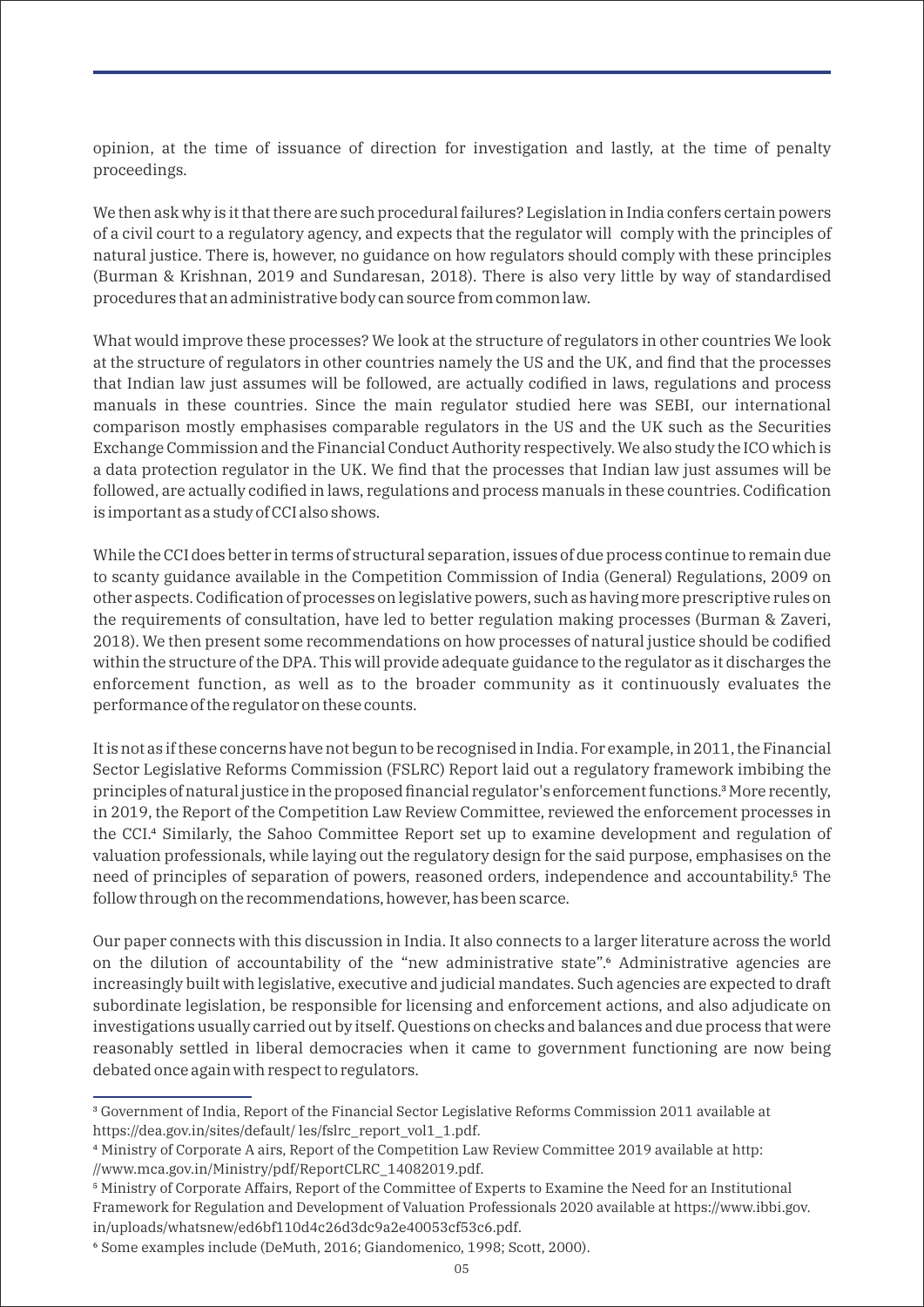opinion, at the time of issuance of direction for investigation and lastly, at the time of penalty proceedings.

We then ask why is it that there are such procedural failures? Legislation in India confers certain powers of a civil court to a regulatory agency, and expects that the regulator will comply with the principles of natural justice. There is, however, no guidance on how regulators should comply with these principles (Burman & Krishnan, 2019 and Sundaresan, 2018). There is also very little by way of standardised procedures that an administrative body can source from common law.

What would improve these processes? We look at the structure of regulators in other countries We look at the structure of regulators in other countries namely the US and the UK, and find that the processes that Indian law just assumes will be followed, are actually codified in laws, regulations and process manuals in these countries. Since the main regulator studied here was SEBI, our international comparison mostly emphasises comparable regulators in the US and the UK such as the Securities Exchange Commission and the Financial Conduct Authority respectively. We also study the ICO which is a data protection regulator in the UK. We find that the processes that Indian law just assumes will be followed, are actually codified in laws, regulations and process manuals in these countries. Codification is important as a study of CCI also shows.

While the CCI does better in terms of structural separation, issues of due process continue to remain due to scanty guidance available in the Competition Commission of India (General) Regulations, 2009 on other aspects. Codification of processes on legislative powers, such as having more prescriptive rules on the requirements of consultation, have led to better regulation making processes (Burman & Zaveri, 2018). We then present some recommendations on how processes of natural justice should be codified within the structure of the DPA. This will provide adequate guidance to the regulator as it discharges the enforcement function, as well as to the broader community as it continuously evaluates the performance of the regulator on these counts.

It is not as if these concerns have not begun to be recognised in India. For example, in 2011, the Financial Sector Legislative Reforms Commission (FSLRC) Report laid out a regulatory framework imbibing the principles of natural justice in the proposed financial regulator's enforcement functions.[3] More recently, in 2019, the Report of the Competition Law Review Committee, reviewed the enforcement processes in the CCI.[4] Similarly, the Sahoo Committee Report set up to examine development and regulation of valuation professionals, while laying out the regulatory design for the said purpose, emphasises on the need of principles of separation of powers, reasoned orders, independence and accountability.[5] The follow through on the recommendations, however, has been scarce.

Our paper connects with this discussion in India. It also connects to a larger literature across the world on the dilution of accountability of the "new administrative state".[6] Administrative agencies are increasingly built with legislative, executive and judicial mandates. Such agencies are expected to draft subordinate legislation, be responsible for licensing and enforcement actions, and also adjudicate on investigations usually carried out by itself. Questions on checks and balances and due process that were reasonably settled in liberal democracies when it came to government functioning are now being debated once again with respect to regulators.

---

[3] Government of India, Report of the Financial Sector Legislative Reforms Commission 2011 available at https://dea.gov.in/sites/default/ les/fslrc_report_vol1_1.pdf.

[4] Ministry of Corporate A airs, Report of the Competition Law Review Committee 2019 available at http: //www.mca.gov.in/Ministry/pdf/ReportCLRC_14082019.pdf.

[5] Ministry of Corporate Affairs, Report of the Committee of Experts to Examine the Need for an Institutional Framework for Regulation and Development of Valuation Professionals 2020 available at https://www.ibbi.gov.in/uploads/whatsnew/ed6bf110d4c26d3dc9a2e40053cf53c6.pdf.

[6] Some examples include (DeMuth, 2016; Giandomenico, 1998; Scott, 2000).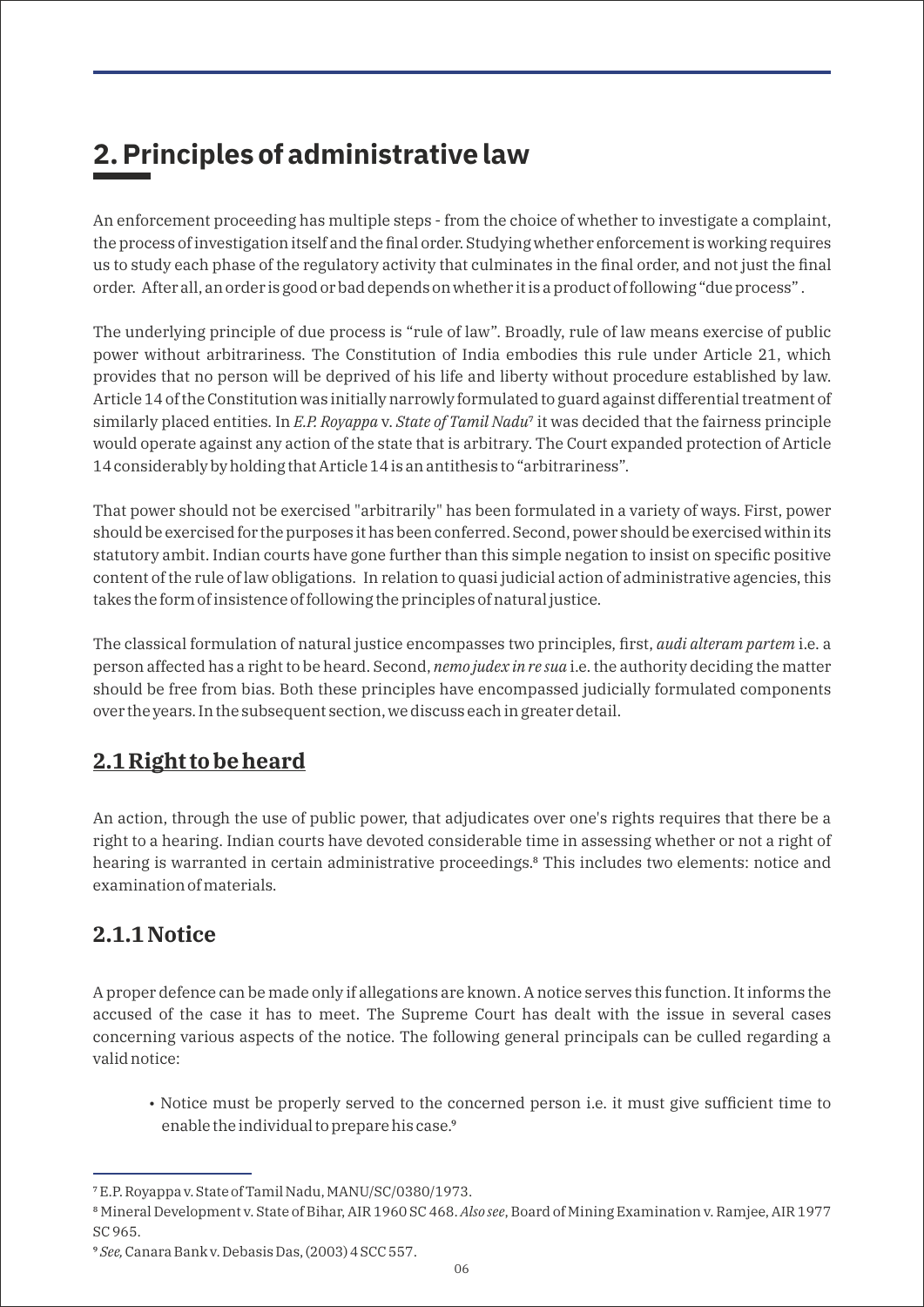## 2. Principles of administrative law

An enforcement proceeding has multiple steps - from the choice of whether to investigate a complaint, the process of investigation itself and the final order. Studying whether enforcement is working requires us to study each phase of the regulatory activity that culminates in the final order, and not just the final order. After all, an order is good or bad depends on whether it is a product of following "due process" .

The underlying principle of due process is "rule of law". Broadly, rule of law means exercise of public power without arbitrariness. The Constitution of India embodies this rule under Article 21, which provides that no person will be deprived of his life and liberty without procedure established by law. Article 14 of the Constitution was initially narrowly formulated to guard against differential treatment of similarly placed entities. In *E.P. Royappa* v. *State of Tamil Nadu*[7] it was decided that the fairness principle would operate against any action of the state that is arbitrary. The Court expanded protection of Article 14 considerably by holding that Article 14 is an antithesis to "arbitrariness".

That power should not be exercised "arbitrarily" has been formulated in a variety of ways. First, power should be exercised for the purposes it has been conferred. Second, power should be exercised within its statutory ambit. Indian courts have gone further than this simple negation to insist on specific positive content of the rule of law obligations. In relation to quasi judicial action of administrative agencies, this takes the form of insistence of following the principles of natural justice.

The classical formulation of natural justice encompasses two principles, first, *audi alteram partem* i.e. a person affected has a right to be heard. Second, *nemo judex in re sua* i.e. the authority deciding the matter should be free from bias. Both these principles have encompassed judicially formulated components over the years. In the subsequent section, we discuss each in greater detail.

### 2.1 Right to be heard

An action, through the use of public power, that adjudicates over one's rights requires that there be a right to a hearing. Indian courts have devoted considerable time in assessing whether or not a right of hearing is warranted in certain administrative proceedings.[8] This includes two elements: notice and examination of materials.

#### 2.1.1 Notice

A proper defence can be made only if allegations are known. A notice serves this function. It informs the accused of the case it has to meet. The Supreme Court has dealt with the issue in several cases concerning various aspects of the notice. The following general principals can be culled regarding a valid notice:

- Notice must be properly served to the concerned person i.e. it must give sufficient time to enable the individual to prepare his case.[9]

---

[7] E.P. Royappa v. State of Tamil Nadu, MANU/SC/0380/1973.

[8] Mineral Development v. State of Bihar, AIR 1960 SC 468. *Also see*, Board of Mining Examination v. Ramjee, AIR 1977 SC 965.

[9] *See,* Canara Bank v. Debasis Das, (2003) 4 SCC 557.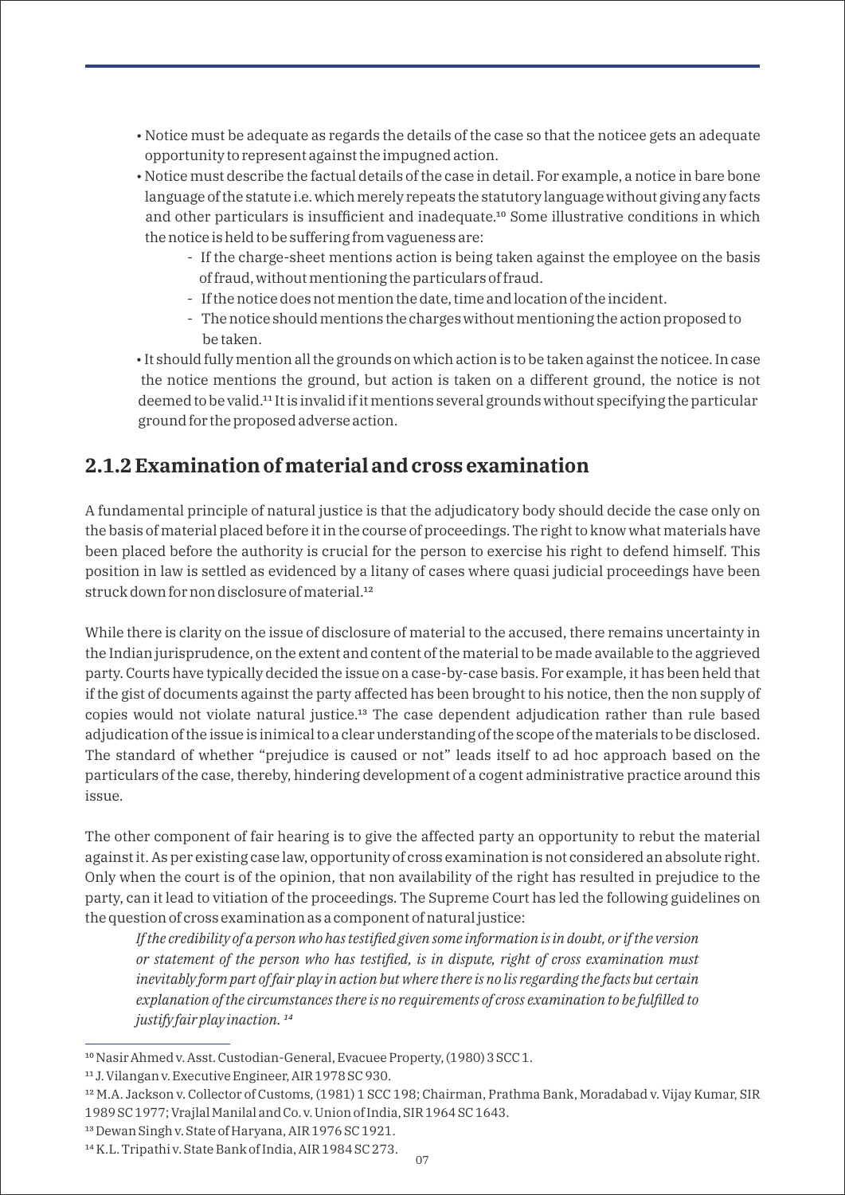- Notice must be adequate as regards the details of the case so that the noticee gets an adequate opportunity to represent against the impugned action.
- Notice must describe the factual details of the case in detail. For example, a notice in bare bone language of the statute i.e. which merely repeats the statutory language without giving any facts and other particulars is insufficient and inadequate.[10] Some illustrative conditions in which the notice is held to be suffering from vagueness are:
  - If the charge-sheet mentions action is being taken against the employee on the basis of fraud, without mentioning the particulars of fraud.
  - If the notice does not mention the date, time and location of the incident.
  - The notice should mentions the charges without mentioning the action proposed to be taken.
- It should fully mention all the grounds on which action is to be taken against the noticee. In case the notice mentions the ground, but action is taken on a different ground, the notice is not deemed to be valid.[11] It is invalid if it mentions several grounds without specifying the particular ground for the proposed adverse action.

## 2.1.2 Examination of material and cross examination

A fundamental principle of natural justice is that the adjudicatory body should decide the case only on the basis of material placed before it in the course of proceedings. The right to know what materials have been placed before the authority is crucial for the person to exercise his right to defend himself. This position in law is settled as evidenced by a litany of cases where quasi judicial proceedings have been struck down for non disclosure of material.[12]

While there is clarity on the issue of disclosure of material to the accused, there remains uncertainty in the Indian jurisprudence, on the extent and content of the material to be made available to the aggrieved party. Courts have typically decided the issue on a case-by-case basis. For example, it has been held that if the gist of documents against the party affected has been brought to his notice, then the non supply of copies would not violate natural justice.[13] The case dependent adjudication rather than rule based adjudication of the issue is inimical to a clear understanding of the scope of the materials to be disclosed. The standard of whether "prejudice is caused or not" leads itself to ad hoc approach based on the particulars of the case, thereby, hindering development of a cogent administrative practice around this issue.

The other component of fair hearing is to give the affected party an opportunity to rebut the material against it. As per existing case law, opportunity of cross examination is not considered an absolute right. Only when the court is of the opinion, that non availability of the right has resulted in prejudice to the party, can it lead to vitiation of the proceedings. The Supreme Court has led the following guidelines on the question of cross examination as a component of natural justice:

> *If the credibility of a person who has testified given some information is in doubt, or if the version or statement of the person who has testified, is in dispute, right of cross examination must inevitably form part of fair play in action but where there is no lis regarding the facts but certain explanation of the circumstances there is no requirements of cross examination to be fulfilled to justify fair play inaction.* [14]

---

[10] Nasir Ahmed v. Asst. Custodian-General, Evacuee Property, (1980) 3 SCC 1.

[11] J. Vilangan v. Executive Engineer, AIR 1978 SC 930.

[12] M.A. Jackson v. Collector of Customs, (1981) 1 SCC 198; Chairman, Prathma Bank, Moradabad v. Vijay Kumar, SIR 1989 SC 1977; Vrajlal Manilal and Co. v. Union of India, SIR 1964 SC 1643.

[13] Dewan Singh v. State of Haryana, AIR 1976 SC 1921.

[14] K.L. Tripathi v. State Bank of India, AIR 1984 SC 273.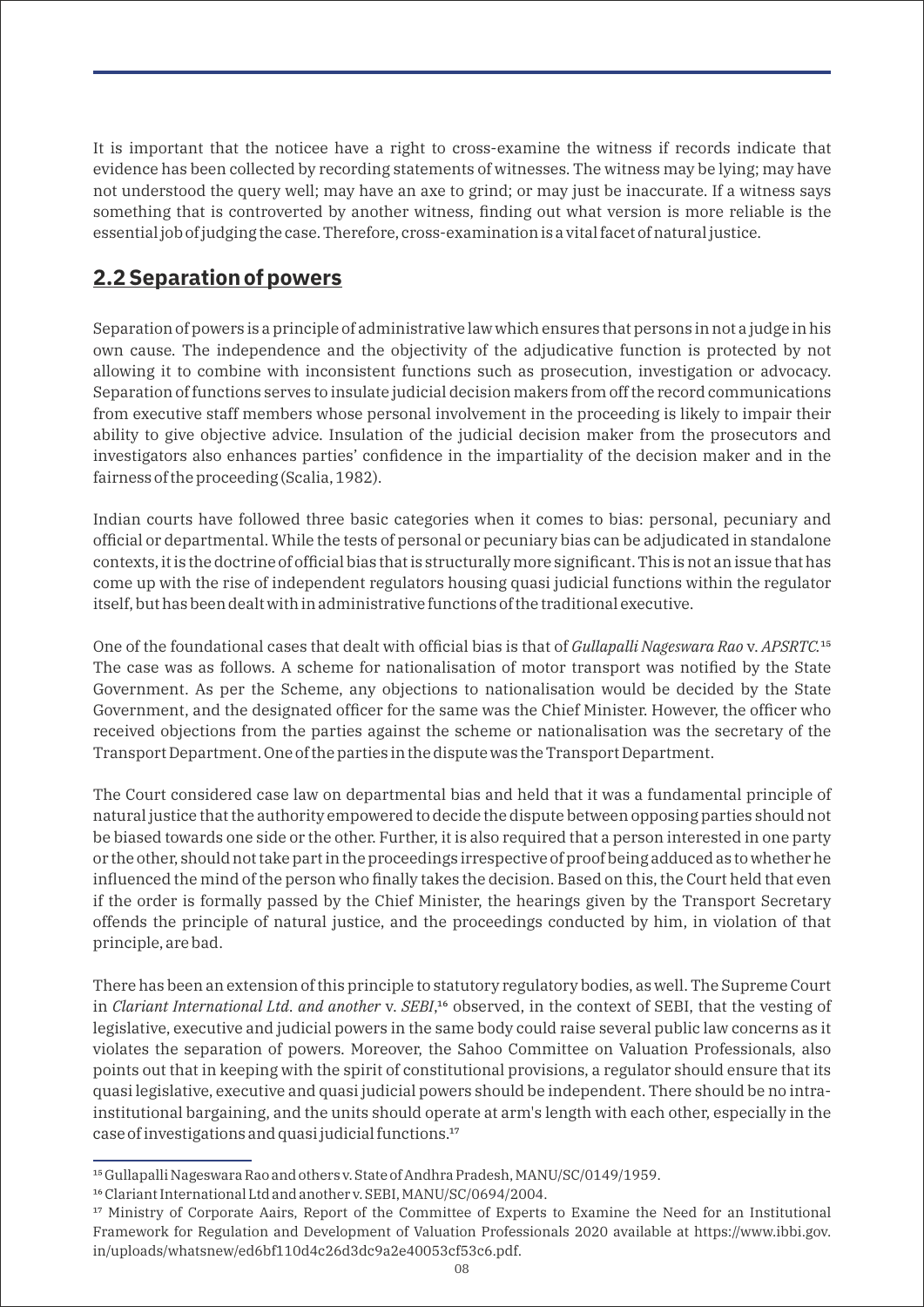It is important that the noticee have a right to cross-examine the witness if records indicate that evidence has been collected by recording statements of witnesses. The witness may be lying; may have not understood the query well; may have an axe to grind; or may just be inaccurate. If a witness says something that is controverted by another witness, finding out what version is more reliable is the essential job of judging the case. Therefore, cross-examination is a vital facet of natural justice.

## **2.2 Separation of powers**

Separation of powers is a principle of administrative law which ensures that persons in not a judge in his own cause. The independence and the objectivity of the adjudicative function is protected by not allowing it to combine with inconsistent functions such as prosecution, investigation or advocacy. Separation of functions serves to insulate judicial decision makers from off the record communications from executive staff members whose personal involvement in the proceeding is likely to impair their ability to give objective advice. Insulation of the judicial decision maker from the prosecutors and investigators also enhances parties' confidence in the impartiality of the decision maker and in the fairness of the proceeding (Scalia, 1982).

Indian courts have followed three basic categories when it comes to bias: personal, pecuniary and official or departmental. While the tests of personal or pecuniary bias can be adjudicated in standalone contexts, it is the doctrine of official bias that is structurally more significant. This is not an issue that has come up with the rise of independent regulators housing quasi judicial functions within the regulator itself, but has been dealt with in administrative functions of the traditional executive.

One of the foundational cases that dealt with official bias is that of *Gullapalli Nageswara Rao* v. *APSRTC.*[15] The case was as follows. A scheme for nationalisation of motor transport was notified by the State Government. As per the Scheme, any objections to nationalisation would be decided by the State Government, and the designated officer for the same was the Chief Minister. However, the officer who received objections from the parties against the scheme or nationalisation was the secretary of the Transport Department. One of the parties in the dispute was the Transport Department.

The Court considered case law on departmental bias and held that it was a fundamental principle of natural justice that the authority empowered to decide the dispute between opposing parties should not be biased towards one side or the other. Further, it is also required that a person interested in one party or the other, should not take part in the proceedings irrespective of proof being adduced as to whether he influenced the mind of the person who finally takes the decision. Based on this, the Court held that even if the order is formally passed by the Chief Minister, the hearings given by the Transport Secretary offends the principle of natural justice, and the proceedings conducted by him, in violation of that principle, are bad.

There has been an extension of this principle to statutory regulatory bodies, as well. The Supreme Court in *Clariant International Ltd. and another* v. *SEBI*,[16] observed, in the context of SEBI, that the vesting of legislative, executive and judicial powers in the same body could raise several public law concerns as it violates the separation of powers. Moreover, the Sahoo Committee on Valuation Professionals, also points out that in keeping with the spirit of constitutional provisions, a regulator should ensure that its quasi legislative, executive and quasi judicial powers should be independent. There should be no intra-institutional bargaining, and the units should operate at arm's length with each other, especially in the case of investigations and quasi judicial functions.[17]

---

[15] Gullapalli Nageswara Rao and others v. State of Andhra Pradesh, MANU/SC/0149/1959.

[16] Clariant International Ltd and another v. SEBI, MANU/SC/0694/2004.

[17] Ministry of Corporate Aairs, Report of the Committee of Experts to Examine the Need for an Institutional Framework for Regulation and Development of Valuation Professionals 2020 available at https://www.ibbi.gov.in/uploads/whatsnew/ed6bf110d4c26d3dc9a2e40053cf53c6.pdf.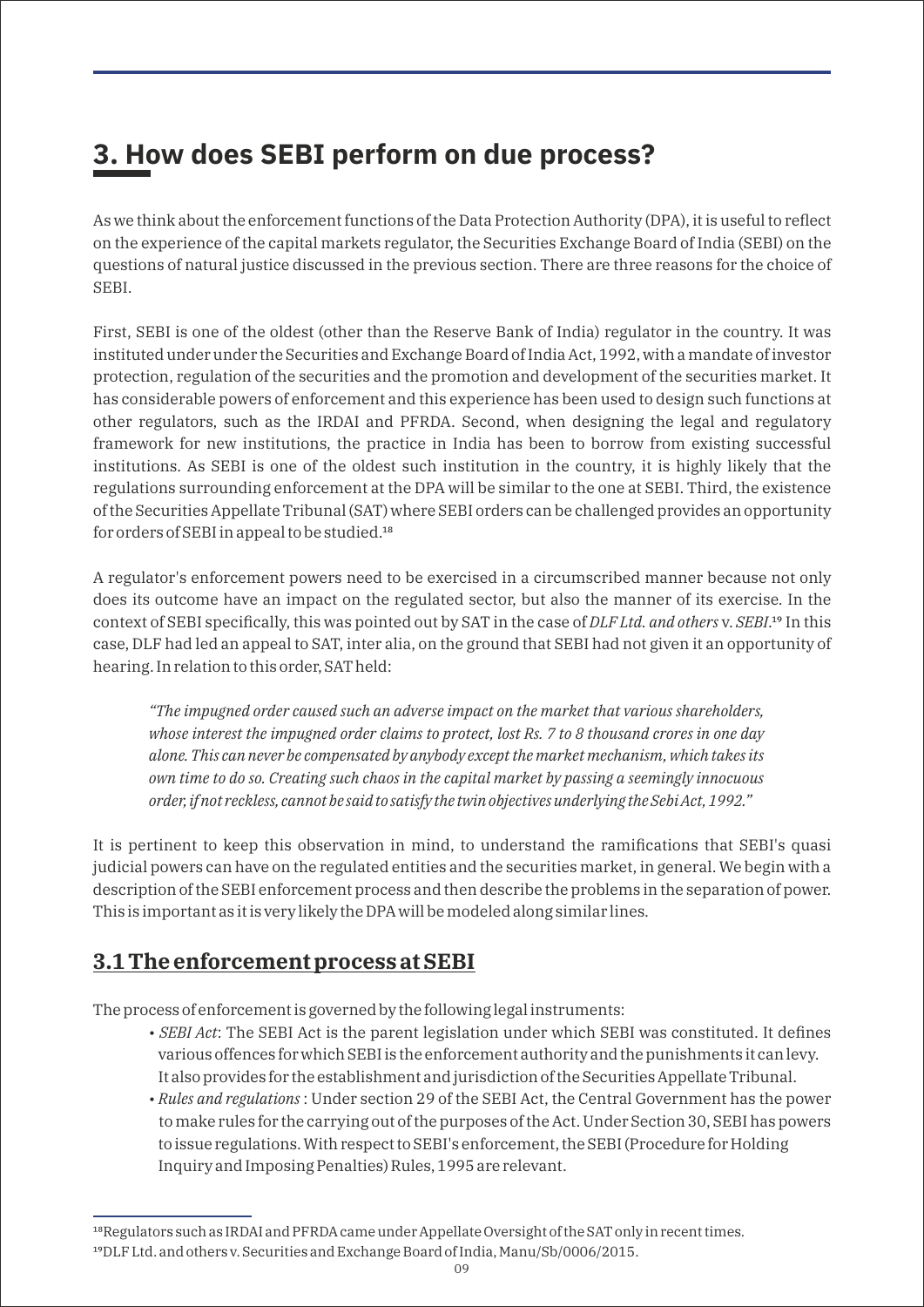# 3. How does SEBI perform on due process?

As we think about the enforcement functions of the Data Protection Authority (DPA), it is useful to reflect on the experience of the capital markets regulator, the Securities Exchange Board of India (SEBI) on the questions of natural justice discussed in the previous section. There are three reasons for the choice of SEBI.

First, SEBI is one of the oldest (other than the Reserve Bank of India) regulator in the country. It was instituted under under the Securities and Exchange Board of India Act, 1992, with a mandate of investor protection, regulation of the securities and the promotion and development of the securities market. It has considerable powers of enforcement and this experience has been used to design such functions at other regulators, such as the IRDAI and PFRDA. Second, when designing the legal and regulatory framework for new institutions, the practice in India has been to borrow from existing successful institutions. As SEBI is one of the oldest such institution in the country, it is highly likely that the regulations surrounding enforcement at the DPA will be similar to the one at SEBI. Third, the existence of the Securities Appellate Tribunal (SAT) where SEBI orders can be challenged provides an opportunity for orders of SEBI in appeal to be studied.[18]

A regulator's enforcement powers need to be exercised in a circumscribed manner because not only does its outcome have an impact on the regulated sector, but also the manner of its exercise. In the context of SEBI specifically, this was pointed out by SAT in the case of *DLF Ltd. and others* v. *SEBI*.[19] In this case, DLF had led an appeal to SAT, inter alia, on the ground that SEBI had not given it an opportunity of hearing. In relation to this order, SAT held:

> *"The impugned order caused such an adverse impact on the market that various shareholders, whose interest the impugned order claims to protect, lost Rs. 7 to 8 thousand crores in one day alone. This can never be compensated by anybody except the market mechanism, which takes its own time to do so. Creating such chaos in the capital market by passing a seemingly innocuous order, if not reckless, cannot be said to satisfy the twin objectives underlying the Sebi Act, 1992."*

It is pertinent to keep this observation in mind, to understand the ramifications that SEBI's quasi judicial powers can have on the regulated entities and the securities market, in general. We begin with a description of the SEBI enforcement process and then describe the problems in the separation of power. This is important as it is very likely the DPA will be modeled along similar lines.

## 3.1 The enforcement process at SEBI

The process of enforcement is governed by the following legal instruments:

- *SEBI Act*: The SEBI Act is the parent legislation under which SEBI was constituted. It defines various offences for which SEBI is the enforcement authority and the punishments it can levy. It also provides for the establishment and jurisdiction of the Securities Appellate Tribunal.
- *Rules and regulations* : Under section 29 of the SEBI Act, the Central Government has the power to make rules for the carrying out of the purposes of the Act. Under Section 30, SEBI has powers to issue regulations. With respect to SEBI's enforcement, the SEBI (Procedure for Holding Inquiry and Imposing Penalties) Rules, 1995 are relevant.

---

[18] Regulators such as IRDAI and PFRDA came under Appellate Oversight of the SAT only in recent times.

[19] DLF Ltd. and others v. Securities and Exchange Board of India, Manu/Sb/0006/2015.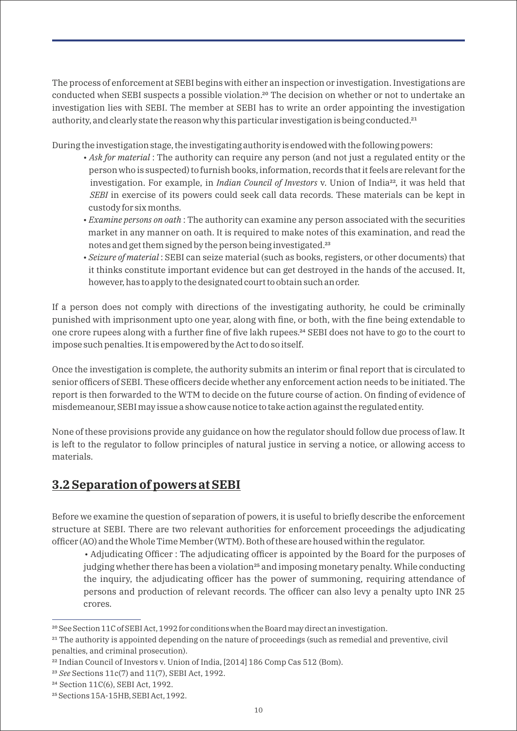The process of enforcement at SEBI begins with either an inspection or investigation. Investigations are conducted when SEBI suspects a possible violation.[20] The decision on whether or not to undertake an investigation lies with SEBI. The member at SEBI has to write an order appointing the investigation authority, and clearly state the reason why this particular investigation is being conducted.[21]

During the investigation stage, the investigating authority is endowed with the following powers:

- *Ask for material* : The authority can require any person (and not just a regulated entity or the person who is suspected) to furnish books, information, records that it feels are relevant for the investigation. For example, in *Indian Council of Investors* v. Union of India[22], it was held that *SEBI* in exercise of its powers could seek call data records. These materials can be kept in custody for six months.
- *Examine persons on oath* : The authority can examine any person associated with the securities market in any manner on oath. It is required to make notes of this examination, and read the notes and get them signed by the person being investigated.[23]
- *Seizure of material* : SEBI can seize material (such as books, registers, or other documents) that it thinks constitute important evidence but can get destroyed in the hands of the accused. It, however, has to apply to the designated court to obtain such an order.

If a person does not comply with directions of the investigating authority, he could be criminally punished with imprisonment upto one year, along with fine, or both, with the fine being extendable to one crore rupees along with a further fine of five lakh rupees.[24] SEBI does not have to go to the court to impose such penalties. It is empowered by the Act to do so itself.

Once the investigation is complete, the authority submits an interim or final report that is circulated to senior officers of SEBI. These officers decide whether any enforcement action needs to be initiated. The report is then forwarded to the WTM to decide on the future course of action. On finding of evidence of misdemeanour, SEBI may issue a show cause notice to take action against the regulated entity.

None of these provisions provide any guidance on how the regulator should follow due process of law. It is left to the regulator to follow principles of natural justice in serving a notice, or allowing access to materials.

## 3.2 Separation of powers at SEBI

Before we examine the question of separation of powers, it is useful to briefly describe the enforcement structure at SEBI. There are two relevant authorities for enforcement proceedings the adjudicating officer (AO) and the Whole Time Member (WTM). Both of these are housed within the regulator.

- Adjudicating Officer : The adjudicating officer is appointed by the Board for the purposes of judging whether there has been a violation[25] and imposing monetary penalty. While conducting the inquiry, the adjudicating officer has the power of summoning, requiring attendance of persons and production of relevant records. The officer can also levy a penalty upto INR 25 crores.

---

[20] See Section 11C of SEBI Act, 1992 for conditions when the Board may direct an investigation.

[21] The authority is appointed depending on the nature of proceedings (such as remedial and preventive, civil penalties, and criminal prosecution).

[22] Indian Council of Investors v. Union of India, [2014] 186 Comp Cas 512 (Bom).

[23] *See* Sections 11c(7) and 11(7), SEBI Act, 1992.

[24] Section 11C(6), SEBI Act, 1992.

[25] Sections 15A-15HB, SEBI Act, 1992.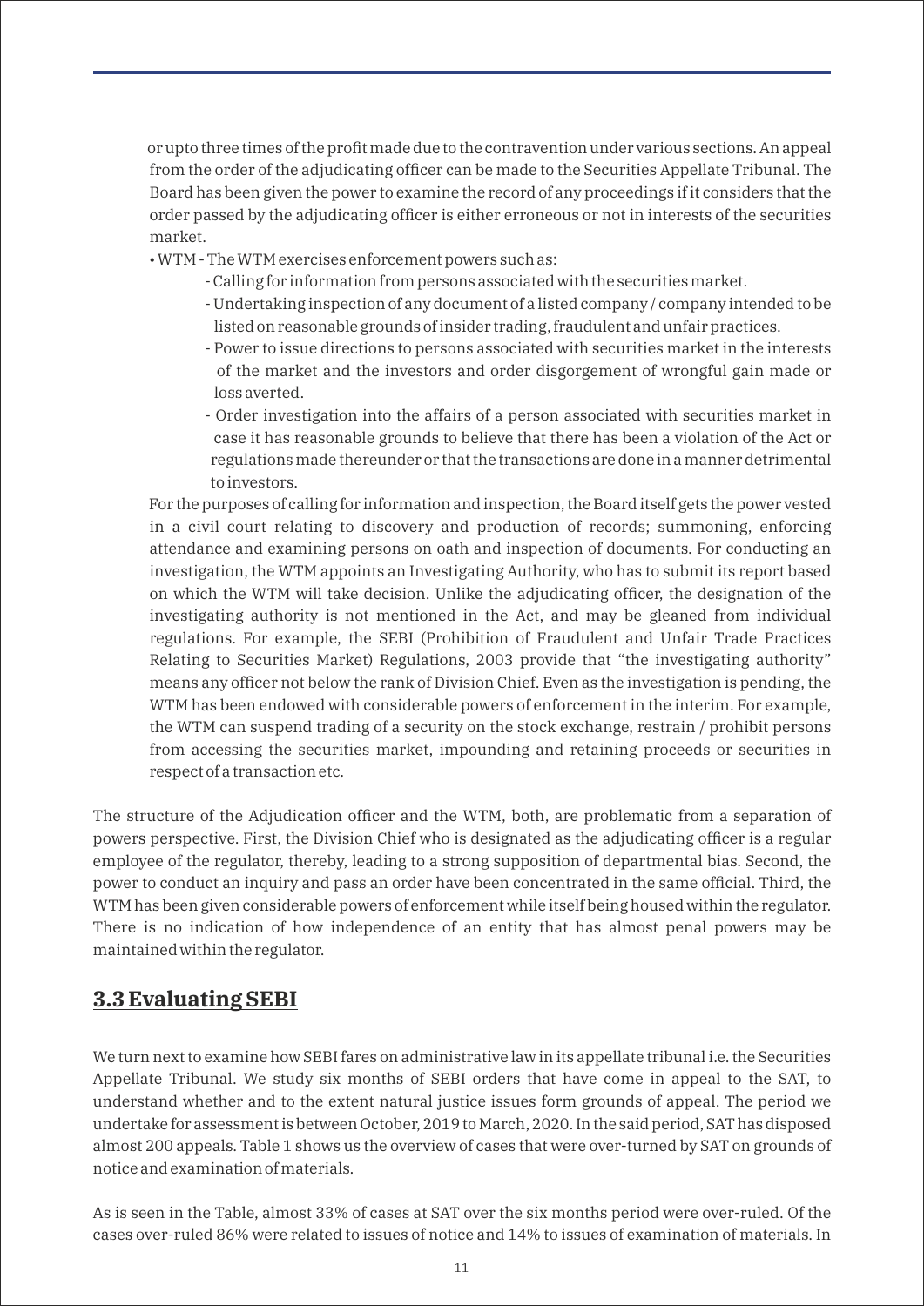or upto three times of the profit made due to the contravention under various sections. An appeal from the order of the adjudicating officer can be made to the Securities Appellate Tribunal. The Board has been given the power to examine the record of any proceedings if it considers that the order passed by the adjudicating officer is either erroneous or not in interests of the securities market.

- WTM - The WTM exercises enforcement powers such as:
  - Calling for information from persons associated with the securities market.
  - Undertaking inspection of any document of a listed company / company intended to be listed on reasonable grounds of insider trading, fraudulent and unfair practices.
  - Power to issue directions to persons associated with securities market in the interests of the market and the investors and order disgorgement of wrongful gain made or loss averted.
  - Order investigation into the affairs of a person associated with securities market in case it has reasonable grounds to believe that there has been a violation of the Act or regulations made thereunder or that the transactions are done in a manner detrimental to investors.

For the purposes of calling for information and inspection, the Board itself gets the power vested in a civil court relating to discovery and production of records; summoning, enforcing attendance and examining persons on oath and inspection of documents. For conducting an investigation, the WTM appoints an Investigating Authority, who has to submit its report based on which the WTM will take decision. Unlike the adjudicating officer, the designation of the investigating authority is not mentioned in the Act, and may be gleaned from individual regulations. For example, the SEBI (Prohibition of Fraudulent and Unfair Trade Practices Relating to Securities Market) Regulations, 2003 provide that "the investigating authority" means any officer not below the rank of Division Chief. Even as the investigation is pending, the WTM has been endowed with considerable powers of enforcement in the interim. For example, the WTM can suspend trading of a security on the stock exchange, restrain / prohibit persons from accessing the securities market, impounding and retaining proceeds or securities in respect of a transaction etc.

The structure of the Adjudication officer and the WTM, both, are problematic from a separation of powers perspective. First, the Division Chief who is designated as the adjudicating officer is a regular employee of the regulator, thereby, leading to a strong supposition of departmental bias. Second, the power to conduct an inquiry and pass an order have been concentrated in the same official. Third, the WTM has been given considerable powers of enforcement while itself being housed within the regulator. There is no indication of how independence of an entity that has almost penal powers may be maintained within the regulator.

## 3.3 Evaluating SEBI

We turn next to examine how SEBI fares on administrative law in its appellate tribunal i.e. the Securities Appellate Tribunal. We study six months of SEBI orders that have come in appeal to the SAT, to understand whether and to the extent natural justice issues form grounds of appeal. The period we undertake for assessment is between October, 2019 to March, 2020. In the said period, SAT has disposed almost 200 appeals. Table 1 shows us the overview of cases that were over-turned by SAT on grounds of notice and examination of materials.

As is seen in the Table, almost 33% of cases at SAT over the six months period were over-ruled. Of the cases over-ruled 86% were related to issues of notice and 14% to issues of examination of materials. In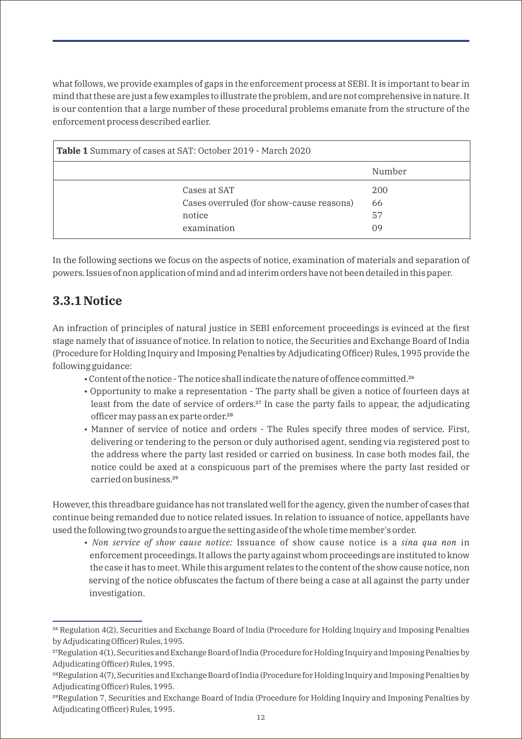what follows, we provide examples of gaps in the enforcement process at SEBI. It is important to bear in mind that these are just a few examples to illustrate the problem, and are not comprehensive in nature. It is our contention that a large number of these procedural problems emanate from the structure of the enforcement process described earlier.

**Table 1** Summary of cases at SAT: October 2019 - March 2020

| | Number |
|---|---|
| Cases at SAT | 200 |
| Cases overruled (for show-cause reasons) | 66 |
| notice | 57 |
| examination | 09 |

In the following sections we focus on the aspects of notice, examination of materials and separation of powers. Issues of non application of mind and ad interim orders have not been detailed in this paper.

## 3.3.1 Notice

An infraction of principles of natural justice in SEBI enforcement proceedings is evinced at the first stage namely that of issuance of notice. In relation to notice, the Securities and Exchange Board of India (Procedure for Holding Inquiry and Imposing Penalties by Adjudicating Officer) Rules, 1995 provide the following guidance:

- Content of the notice - The notice shall indicate the nature of offence committed.[26]
- Opportunity to make a representation - The party shall be given a notice of fourteen days at least from the date of service of orders.[27] In case the party fails to appear, the adjudicating officer may pass an ex parte order.[28]
- Manner of service of notice and orders - The Rules specify three modes of service. First, delivering or tendering to the person or duly authorised agent, sending via registered post to the address where the party last resided or carried on business. In case both modes fail, the notice could be axed at a conspicuous part of the premises where the party last resided or carried on business.[29]

However, this threadbare guidance has not translated well for the agency, given the number of cases that continue being remanded due to notice related issues. In relation to issuance of notice, appellants have used the following two grounds to argue the setting aside of the whole time member's order.

- *Non service of show cause notice:* Issuance of show cause notice is a *sina qua non* in enforcement proceedings. It allows the party against whom proceedings are instituted to know the case it has to meet. While this argument relates to the content of the show cause notice, non serving of the notice obfuscates the factum of there being a case at all against the party under investigation.

---

[26] Regulation 4(2), Securities and Exchange Board of India (Procedure for Holding Inquiry and Imposing Penalties by Adjudicating Officer) Rules, 1995.

[27] Regulation 4(1), Securities and Exchange Board of India (Procedure for Holding Inquiry and Imposing Penalties by Adjudicating Officer) Rules, 1995.

[28] Regulation 4(7), Securities and Exchange Board of India (Procedure for Holding Inquiry and Imposing Penalties by Adjudicating Officer) Rules, 1995.

[29] Regulation 7, Securities and Exchange Board of India (Procedure for Holding Inquiry and Imposing Penalties by Adjudicating Officer) Rules, 1995.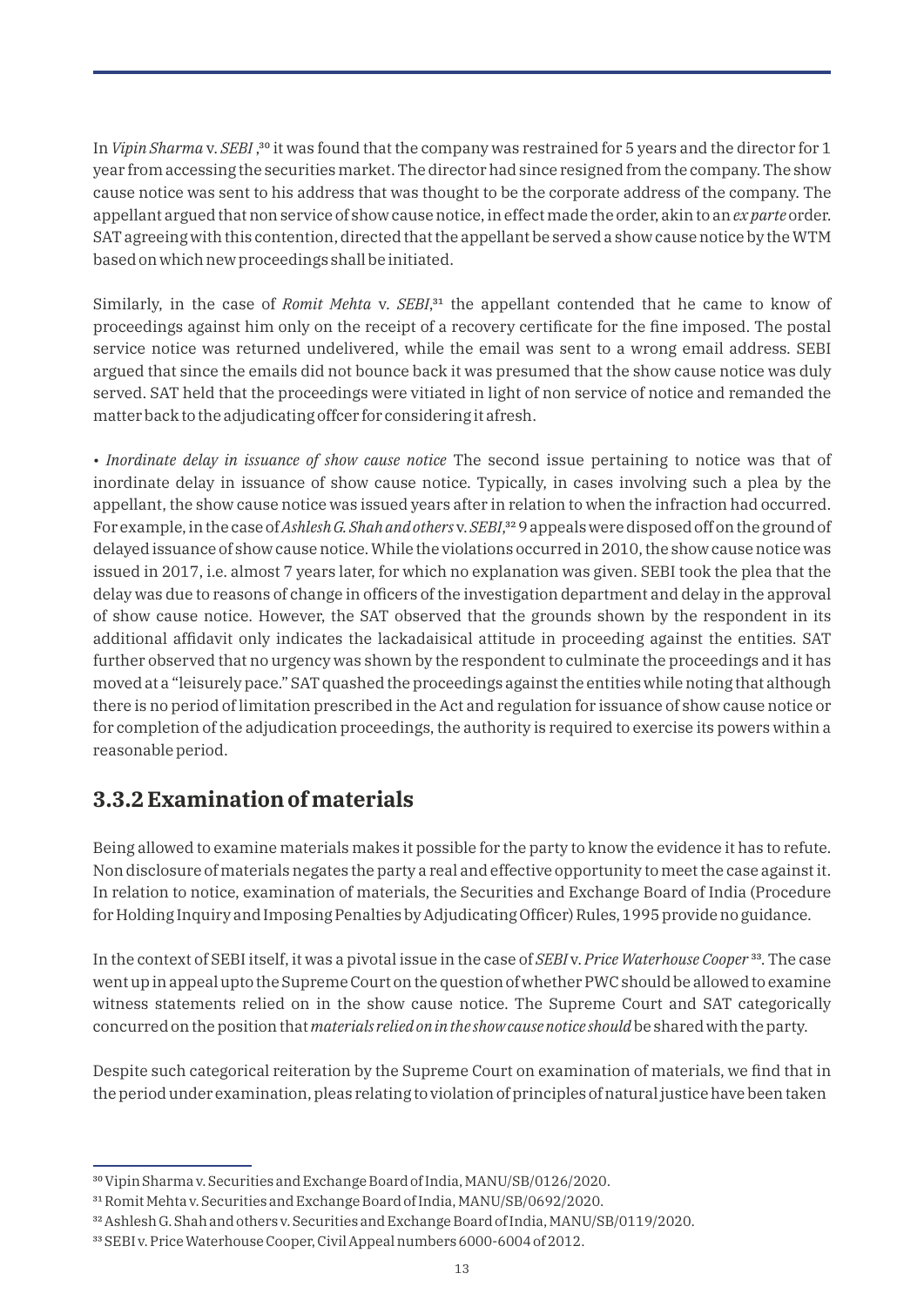In *Vipin Sharma* v. *SEBI* ,[30] it was found that the company was restrained for 5 years and the director for 1 year from accessing the securities market. The director had since resigned from the company. The show cause notice was sent to his address that was thought to be the corporate address of the company. The appellant argued that non service of show cause notice, in effect made the order, akin to an *ex parte* order. SAT agreeing with this contention, directed that the appellant be served a show cause notice by the WTM based on which new proceedings shall be initiated.

Similarly, in the case of *Romit Mehta* v. *SEBI*,[31] the appellant contended that he came to know of proceedings against him only on the receipt of a recovery certificate for the fine imposed. The postal service notice was returned undelivered, while the email was sent to a wrong email address. SEBI argued that since the emails did not bounce back it was presumed that the show cause notice was duly served. SAT held that the proceedings were vitiated in light of non service of notice and remanded the matter back to the adjudicating offcer for considering it afresh.

• *Inordinate delay in issuance of show cause notice* The second issue pertaining to notice was that of inordinate delay in issuance of show cause notice. Typically, in cases involving such a plea by the appellant, the show cause notice was issued years after in relation to when the infraction had occurred. For example, in the case of *Ashlesh G. Shah and others* v. *SEBI*,[32] 9 appeals were disposed off on the ground of delayed issuance of show cause notice. While the violations occurred in 2010, the show cause notice was issued in 2017, i.e. almost 7 years later, for which no explanation was given. SEBI took the plea that the delay was due to reasons of change in officers of the investigation department and delay in the approval of show cause notice. However, the SAT observed that the grounds shown by the respondent in its additional affidavit only indicates the lackadaisical attitude in proceeding against the entities. SAT further observed that no urgency was shown by the respondent to culminate the proceedings and it has moved at a "leisurely pace." SAT quashed the proceedings against the entities while noting that although there is no period of limitation prescribed in the Act and regulation for issuance of show cause notice or for completion of the adjudication proceedings, the authority is required to exercise its powers within a reasonable period.

## 3.3.2 Examination of materials

Being allowed to examine materials makes it possible for the party to know the evidence it has to refute. Non disclosure of materials negates the party a real and effective opportunity to meet the case against it. In relation to notice, examination of materials, the Securities and Exchange Board of India (Procedure for Holding Inquiry and Imposing Penalties by Adjudicating Officer) Rules, 1995 provide no guidance.

In the context of SEBI itself, it was a pivotal issue in the case of *SEBI* v. *Price Waterhouse Cooper* [33]. The case went up in appeal upto the Supreme Court on the question of whether PWC should be allowed to examine witness statements relied on in the show cause notice. The Supreme Court and SAT categorically concurred on the position that *materials relied on in the show cause notice should* be shared with the party.

Despite such categorical reiteration by the Supreme Court on examination of materials, we find that in the period under examination, pleas relating to violation of principles of natural justice have been taken

---

[30] Vipin Sharma v. Securities and Exchange Board of India, MANU/SB/0126/2020.

[31] Romit Mehta v. Securities and Exchange Board of India, MANU/SB/0692/2020.

[32] Ashlesh G. Shah and others v. Securities and Exchange Board of India, MANU/SB/0119/2020.

[33] SEBI v. Price Waterhouse Cooper, Civil Appeal numbers 6000-6004 of 2012.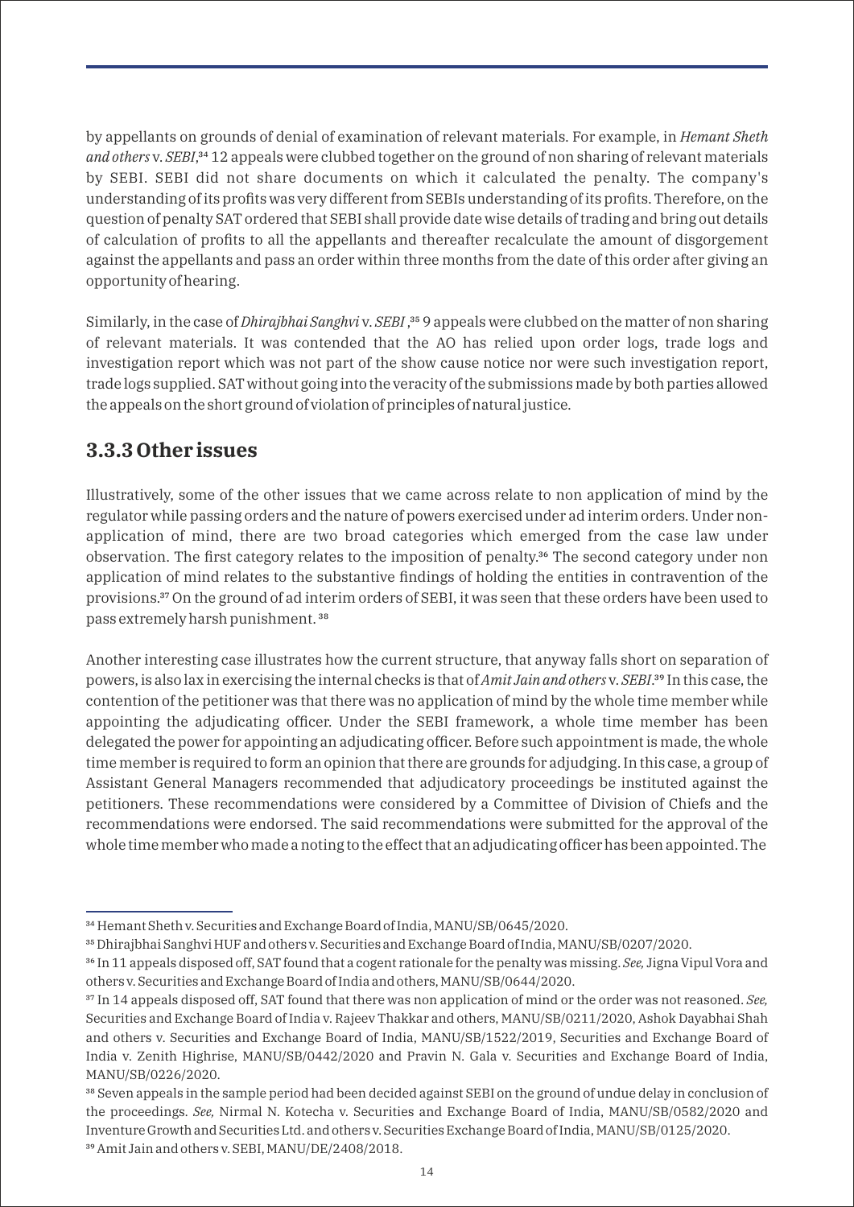by appellants on grounds of denial of examination of relevant materials. For example, in *Hemant Sheth and others* v. *SEBI*,[34] 12 appeals were clubbed together on the ground of non sharing of relevant materials by SEBI. SEBI did not share documents on which it calculated the penalty. The company's understanding of its profits was very different from SEBIs understanding of its profits. Therefore, on the question of penalty SAT ordered that SEBI shall provide date wise details of trading and bring out details of calculation of profits to all the appellants and thereafter recalculate the amount of disgorgement against the appellants and pass an order within three months from the date of this order after giving an opportunity of hearing.

Similarly, in the case of *Dhirajbhai Sanghvi* v. *SEBI* ,[35] 9 appeals were clubbed on the matter of non sharing of relevant materials. It was contended that the AO has relied upon order logs, trade logs and investigation report which was not part of the show cause notice nor were such investigation report, trade logs supplied. SAT without going into the veracity of the submissions made by both parties allowed the appeals on the short ground of violation of principles of natural justice.

### 3.3.3 Other issues

Illustratively, some of the other issues that we came across relate to non application of mind by the regulator while passing orders and the nature of powers exercised under ad interim orders. Under non-application of mind, there are two broad categories which emerged from the case law under observation. The first category relates to the imposition of penalty.[36] The second category under non application of mind relates to the substantive findings of holding the entities in contravention of the provisions.[37] On the ground of ad interim orders of SEBI, it was seen that these orders have been used to pass extremely harsh punishment. [38]

Another interesting case illustrates how the current structure, that anyway falls short on separation of powers, is also lax in exercising the internal checks is that of *Amit Jain and others* v. *SEBI*.[39] In this case, the contention of the petitioner was that there was no application of mind by the whole time member while appointing the adjudicating officer. Under the SEBI framework, a whole time member has been delegated the power for appointing an adjudicating officer. Before such appointment is made, the whole time member is required to form an opinion that there are grounds for adjudging. In this case, a group of Assistant General Managers recommended that adjudicatory proceedings be instituted against the petitioners. These recommendations were considered by a Committee of Division of Chiefs and the recommendations were endorsed. The said recommendations were submitted for the approval of the whole time member who made a noting to the effect that an adjudicating officer has been appointed. The

---

[34] Hemant Sheth v. Securities and Exchange Board of India, MANU/SB/0645/2020.

[35] Dhirajbhai Sanghvi HUF and others v. Securities and Exchange Board of India, MANU/SB/0207/2020.

[36] In 11 appeals disposed off, SAT found that a cogent rationale for the penalty was missing. *See,* Jigna Vipul Vora and others v. Securities and Exchange Board of India and others, MANU/SB/0644/2020.

[37] In 14 appeals disposed off, SAT found that there was non application of mind or the order was not reasoned. *See,* Securities and Exchange Board of India v. Rajeev Thakkar and others, MANU/SB/0211/2020, Ashok Dayabhai Shah and others v. Securities and Exchange Board of India, MANU/SB/1522/2019, Securities and Exchange Board of India v. Zenith Highrise, MANU/SB/0442/2020 and Pravin N. Gala v. Securities and Exchange Board of India, MANU/SB/0226/2020.

[38] Seven appeals in the sample period had been decided against SEBI on the ground of undue delay in conclusion of the proceedings. *See,* Nirmal N. Kotecha v. Securities and Exchange Board of India, MANU/SB/0582/2020 and Inventure Growth and Securities Ltd. and others v. Securities Exchange Board of India, MANU/SB/0125/2020.

[39] Amit Jain and others v. SEBI, MANU/DE/2408/2018.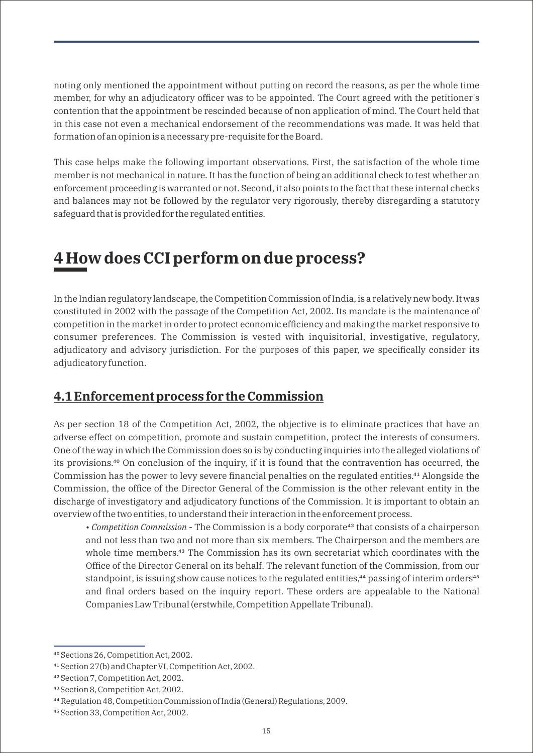noting only mentioned the appointment without putting on record the reasons, as per the whole time member, for why an adjudicatory officer was to be appointed. The Court agreed with the petitioner's contention that the appointment be rescinded because of non application of mind. The Court held that in this case not even a mechanical endorsement of the recommendations was made. It was held that formation of an opinion is a necessary pre-requisite for the Board.

This case helps make the following important observations. First, the satisfaction of the whole time member is not mechanical in nature. It has the function of being an additional check to test whether an enforcement proceeding is warranted or not. Second, it also points to the fact that these internal checks and balances may not be followed by the regulator very rigorously, thereby disregarding a statutory safeguard that is provided for the regulated entities.

# 4 How does CCI perform on due process?

In the Indian regulatory landscape, the Competition Commission of India, is a relatively new body. It was constituted in 2002 with the passage of the Competition Act, 2002. Its mandate is the maintenance of competition in the market in order to protect economic efficiency and making the market responsive to consumer preferences. The Commission is vested with inquisitorial, investigative, regulatory, adjudicatory and advisory jurisdiction. For the purposes of this paper, we specifically consider its adjudicatory function.

## 4.1 Enforcement process for the Commission

As per section 18 of the Competition Act, 2002, the objective is to eliminate practices that have an adverse effect on competition, promote and sustain competition, protect the interests of consumers. One of the way in which the Commission does so is by conducting inquiries into the alleged violations of its provisions.[40] On conclusion of the inquiry, if it is found that the contravention has occurred, the Commission has the power to levy severe financial penalties on the regulated entities.[41] Alongside the Commission, the office of the Director General of the Commission is the other relevant entity in the discharge of investigatory and adjudicatory functions of the Commission. It is important to obtain an overview of the two entities, to understand their interaction in the enforcement process.

- *Competition Commission* - The Commission is a body corporate[42] that consists of a chairperson and not less than two and not more than six members. The Chairperson and the members are whole time members.[43] The Commission has its own secretariat which coordinates with the Office of the Director General on its behalf. The relevant function of the Commission, from our standpoint, is issuing show cause notices to the regulated entities,[44] passing of interim orders[45] and final orders based on the inquiry report. These orders are appealable to the National Companies Law Tribunal (erstwhile, Competition Appellate Tribunal).

---

[40] Sections 26, Competition Act, 2002.

[41] Section 27(b) and Chapter VI, Competition Act, 2002.

[42] Section 7, Competition Act, 2002.

[43] Section 8, Competition Act, 2002.

[44] Regulation 48, Competition Commission of India (General) Regulations, 2009.

[45] Section 33, Competition Act, 2002.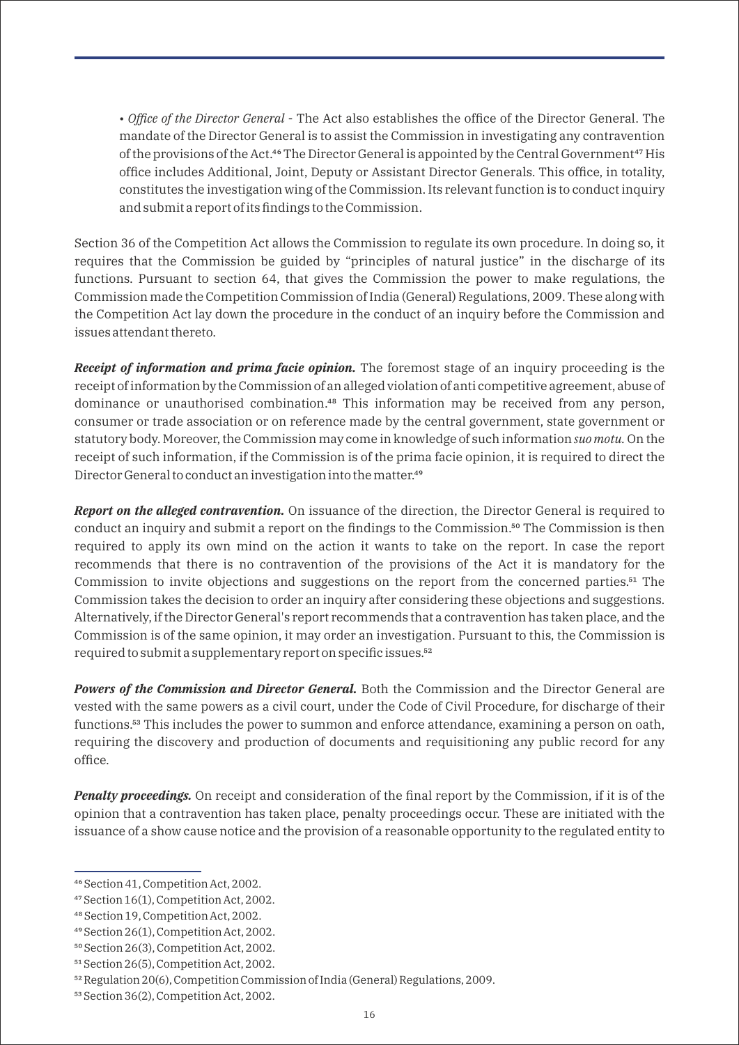- *Office of the Director General* - The Act also establishes the office of the Director General. The mandate of the Director General is to assist the Commission in investigating any contravention of the provisions of the Act.[46] The Director General is appointed by the Central Government[47] His office includes Additional, Joint, Deputy or Assistant Director Generals. This office, in totality, constitutes the investigation wing of the Commission. Its relevant function is to conduct inquiry and submit a report of its findings to the Commission.

Section 36 of the Competition Act allows the Commission to regulate its own procedure. In doing so, it requires that the Commission be guided by "principles of natural justice" in the discharge of its functions. Pursuant to section 64, that gives the Commission the power to make regulations, the Commission made the Competition Commission of India (General) Regulations, 2009. These along with the Competition Act lay down the procedure in the conduct of an inquiry before the Commission and issues attendant thereto.

***Receipt of information and prima facie opinion.*** The foremost stage of an inquiry proceeding is the receipt of information by the Commission of an alleged violation of anti competitive agreement, abuse of dominance or unauthorised combination.[48] This information may be received from any person, consumer or trade association or on reference made by the central government, state government or statutory body. Moreover, the Commission may come in knowledge of such information *suo motu.* On the receipt of such information, if the Commission is of the prima facie opinion, it is required to direct the Director General to conduct an investigation into the matter.[49]

***Report on the alleged contravention.*** On issuance of the direction, the Director General is required to conduct an inquiry and submit a report on the findings to the Commission.[50] The Commission is then required to apply its own mind on the action it wants to take on the report. In case the report recommends that there is no contravention of the provisions of the Act it is mandatory for the Commission to invite objections and suggestions on the report from the concerned parties.[51] The Commission takes the decision to order an inquiry after considering these objections and suggestions. Alternatively, if the Director General's report recommends that a contravention has taken place, and the Commission is of the same opinion, it may order an investigation. Pursuant to this, the Commission is required to submit a supplementary report on specific issues.[52]

***Powers of the Commission and Director General.*** Both the Commission and the Director General are vested with the same powers as a civil court, under the Code of Civil Procedure, for discharge of their functions.[53] This includes the power to summon and enforce attendance, examining a person on oath, requiring the discovery and production of documents and requisitioning any public record for any office.

***Penalty proceedings.*** On receipt and consideration of the final report by the Commission, if it is of the opinion that a contravention has taken place, penalty proceedings occur. These are initiated with the issuance of a show cause notice and the provision of a reasonable opportunity to the regulated entity to

---

[46] Section 41, Competition Act, 2002.

[47] Section 16(1), Competition Act, 2002.

[48] Section 19, Competition Act, 2002.

[49] Section 26(1), Competition Act, 2002.

[50] Section 26(3), Competition Act, 2002.

[51] Section 26(5), Competition Act, 2002.

[52] Regulation 20(6), Competition Commission of India (General) Regulations, 2009.

[53] Section 36(2), Competition Act, 2002.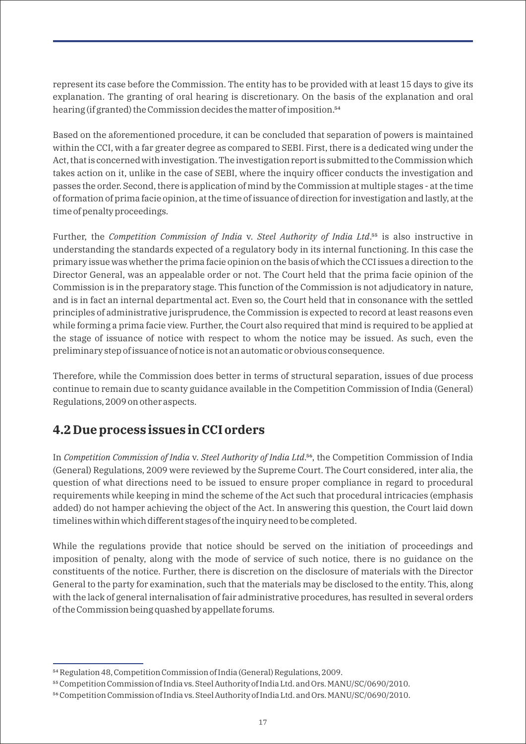represent its case before the Commission. The entity has to be provided with at least 15 days to give its explanation. The granting of oral hearing is discretionary. On the basis of the explanation and oral hearing (if granted) the Commission decides the matter of imposition.[54]

Based on the aforementioned procedure, it can be concluded that separation of powers is maintained within the CCI, with a far greater degree as compared to SEBI. First, there is a dedicated wing under the Act, that is concerned with investigation. The investigation report is submitted to the Commission which takes action on it, unlike in the case of SEBI, where the inquiry officer conducts the investigation and passes the order. Second, there is application of mind by the Commission at multiple stages - at the time of formation of prima facie opinion, at the time of issuance of direction for investigation and lastly, at the time of penalty proceedings.

Further, the *Competition Commission of India* v. *Steel Authority of India Ltd*.[55] is also instructive in understanding the standards expected of a regulatory body in its internal functioning. In this case the primary issue was whether the prima facie opinion on the basis of which the CCI issues a direction to the Director General, was an appealable order or not. The Court held that the prima facie opinion of the Commission is in the preparatory stage. This function of the Commission is not adjudicatory in nature, and is in fact an internal departmental act. Even so, the Court held that in consonance with the settled principles of administrative jurisprudence, the Commission is expected to record at least reasons even while forming a prima facie view. Further, the Court also required that mind is required to be applied at the stage of issuance of notice with respect to whom the notice may be issued. As such, even the preliminary step of issuance of notice is not an automatic or obvious consequence.

Therefore, while the Commission does better in terms of structural separation, issues of due process continue to remain due to scanty guidance available in the Competition Commission of India (General) Regulations, 2009 on other aspects.

## 4.2 Due process issues in CCI orders

In *Competition Commission of India* v. *Steel Authority of India Ltd*.[56], the Competition Commission of India (General) Regulations, 2009 were reviewed by the Supreme Court. The Court considered, inter alia, the question of what directions need to be issued to ensure proper compliance in regard to procedural requirements while keeping in mind the scheme of the Act such that procedural intricacies (emphasis added) do not hamper achieving the object of the Act. In answering this question, the Court laid down timelines within which different stages of the inquiry need to be completed.

While the regulations provide that notice should be served on the initiation of proceedings and imposition of penalty, along with the mode of service of such notice, there is no guidance on the constituents of the notice. Further, there is discretion on the disclosure of materials with the Director General to the party for examination, such that the materials may be disclosed to the entity. This, along with the lack of general internalisation of fair administrative procedures, has resulted in several orders of the Commission being quashed by appellate forums.

---

[54] Regulation 48, Competition Commission of India (General) Regulations, 2009.

[55] Competition Commission of India vs. Steel Authority of India Ltd. and Ors. MANU/SC/0690/2010.

[56] Competition Commission of India vs. Steel Authority of India Ltd. and Ors. MANU/SC/0690/2010.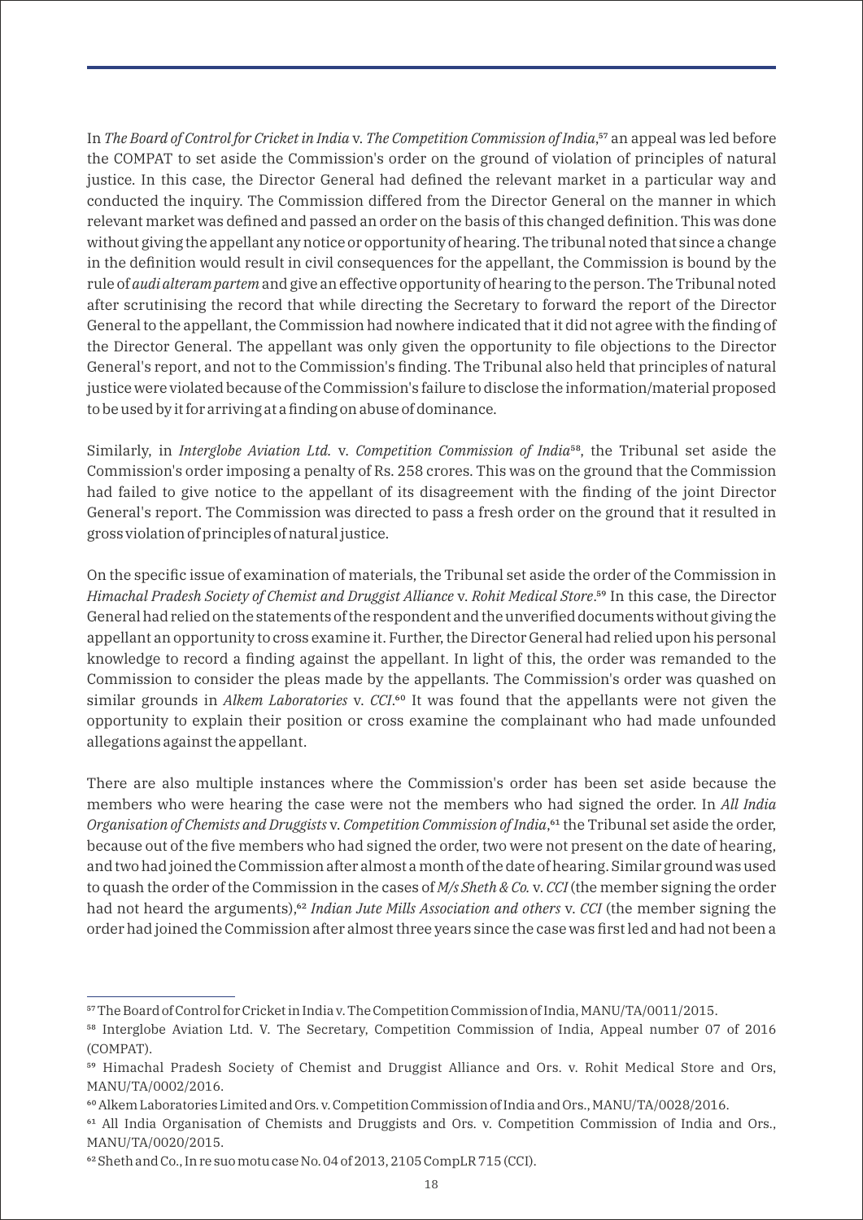In *The Board of Control for Cricket in India* v. *The Competition Commission of India*,[57] an appeal was led before the COMPAT to set aside the Commission's order on the ground of violation of principles of natural justice. In this case, the Director General had defined the relevant market in a particular way and conducted the inquiry. The Commission differed from the Director General on the manner in which relevant market was defined and passed an order on the basis of this changed definition. This was done without giving the appellant any notice or opportunity of hearing. The tribunal noted that since a change in the definition would result in civil consequences for the appellant, the Commission is bound by the rule of *audi alteram partem* and give an effective opportunity of hearing to the person. The Tribunal noted after scrutinising the record that while directing the Secretary to forward the report of the Director General to the appellant, the Commission had nowhere indicated that it did not agree with the finding of the Director General. The appellant was only given the opportunity to file objections to the Director General's report, and not to the Commission's finding. The Tribunal also held that principles of natural justice were violated because of the Commission's failure to disclose the information/material proposed to be used by it for arriving at a finding on abuse of dominance.

Similarly, in *Interglobe Aviation Ltd.* v. *Competition Commission of India*[58], the Tribunal set aside the Commission's order imposing a penalty of Rs. 258 crores. This was on the ground that the Commission had failed to give notice to the appellant of its disagreement with the finding of the joint Director General's report. The Commission was directed to pass a fresh order on the ground that it resulted in gross violation of principles of natural justice.

On the specific issue of examination of materials, the Tribunal set aside the order of the Commission in *Himachal Pradesh Society of Chemist and Druggist Alliance* v. *Rohit Medical Store*.[59] In this case, the Director General had relied on the statements of the respondent and the unverified documents without giving the appellant an opportunity to cross examine it. Further, the Director General had relied upon his personal knowledge to record a finding against the appellant. In light of this, the order was remanded to the Commission to consider the pleas made by the appellants. The Commission's order was quashed on similar grounds in *Alkem Laboratories* v. *CCI*.[60] It was found that the appellants were not given the opportunity to explain their position or cross examine the complainant who had made unfounded allegations against the appellant.

There are also multiple instances where the Commission's order has been set aside because the members who were hearing the case were not the members who had signed the order. In *All India Organisation of Chemists and Druggists* v. *Competition Commission of India*,[61] the Tribunal set aside the order, because out of the five members who had signed the order, two were not present on the date of hearing, and two had joined the Commission after almost a month of the date of hearing. Similar ground was used to quash the order of the Commission in the cases of *M/s Sheth & Co.* v. *CCI* (the member signing the order had not heard the arguments),[62] *Indian Jute Mills Association and others* v. *CCI* (the member signing the order had joined the Commission after almost three years since the case was first led and had not been a

---

[57] The Board of Control for Cricket in India v. The Competition Commission of India, MANU/TA/0011/2015.

[58] Interglobe Aviation Ltd. V. The Secretary, Competition Commission of India, Appeal number 07 of 2016 (COMPAT).

[59] Himachal Pradesh Society of Chemist and Druggist Alliance and Ors. v. Rohit Medical Store and Ors, MANU/TA/0002/2016.

[60] Alkem Laboratories Limited and Ors. v. Competition Commission of India and Ors., MANU/TA/0028/2016.

[61] All India Organisation of Chemists and Druggists and Ors. v. Competition Commission of India and Ors., MANU/TA/0020/2015.

[62] Sheth and Co., In re suo motu case No. 04 of 2013, 2105 CompLR 715 (CCI).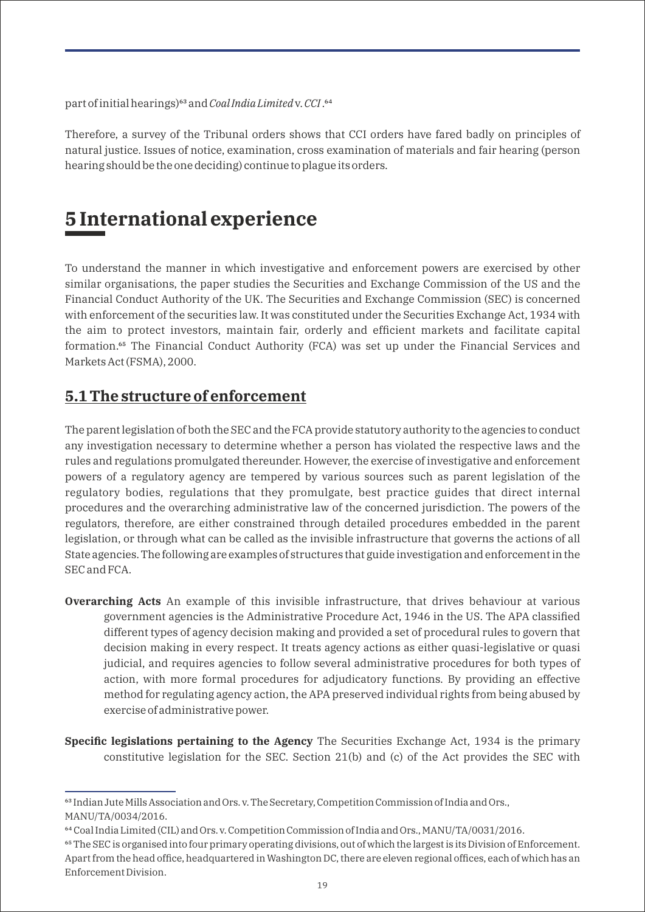part of initial hearings)[63] and *Coal India Limited* v. *CCI*.[64]

Therefore, a survey of the Tribunal orders shows that CCI orders have fared badly on principles of natural justice. Issues of notice, examination, cross examination of materials and fair hearing (person hearing should be the one deciding) continue to plague its orders.

# 5 International experience

To understand the manner in which investigative and enforcement powers are exercised by other similar organisations, the paper studies the Securities and Exchange Commission of the US and the Financial Conduct Authority of the UK. The Securities and Exchange Commission (SEC) is concerned with enforcement of the securities law. It was constituted under the Securities Exchange Act, 1934 with the aim to protect investors, maintain fair, orderly and efficient markets and facilitate capital formation.[65] The Financial Conduct Authority (FCA) was set up under the Financial Services and Markets Act (FSMA), 2000.

## 5.1 The structure of enforcement

The parent legislation of both the SEC and the FCA provide statutory authority to the agencies to conduct any investigation necessary to determine whether a person has violated the respective laws and the rules and regulations promulgated thereunder. However, the exercise of investigative and enforcement powers of a regulatory agency are tempered by various sources such as parent legislation of the regulatory bodies, regulations that they promulgate, best practice guides that direct internal procedures and the overarching administrative law of the concerned jurisdiction. The powers of the regulators, therefore, are either constrained through detailed procedures embedded in the parent legislation, or through what can be called as the invisible infrastructure that governs the actions of all State agencies. The following are examples of structures that guide investigation and enforcement in the SEC and FCA.

**Overarching Acts** An example of this invisible infrastructure, that drives behaviour at various government agencies is the Administrative Procedure Act, 1946 in the US. The APA classified different types of agency decision making and provided a set of procedural rules to govern that decision making in every respect. It treats agency actions as either quasi-legislative or quasi judicial, and requires agencies to follow several administrative procedures for both types of action, with more formal procedures for adjudicatory functions. By providing an effective method for regulating agency action, the APA preserved individual rights from being abused by exercise of administrative power.

**Specific legislations pertaining to the Agency** The Securities Exchange Act, 1934 is the primary constitutive legislation for the SEC. Section 21(b) and (c) of the Act provides the SEC with

[63] Indian Jute Mills Association and Ors. v. The Secretary, Competition Commission of India and Ors., MANU/TA/0034/2016.

[64] Coal India Limited (CIL) and Ors. v. Competition Commission of India and Ors., MANU/TA/0031/2016.

[65] The SEC is organised into four primary operating divisions, out of which the largest is its Division of Enforcement. Apart from the head office, headquartered in Washington DC, there are eleven regional offices, each of which has an Enforcement Division.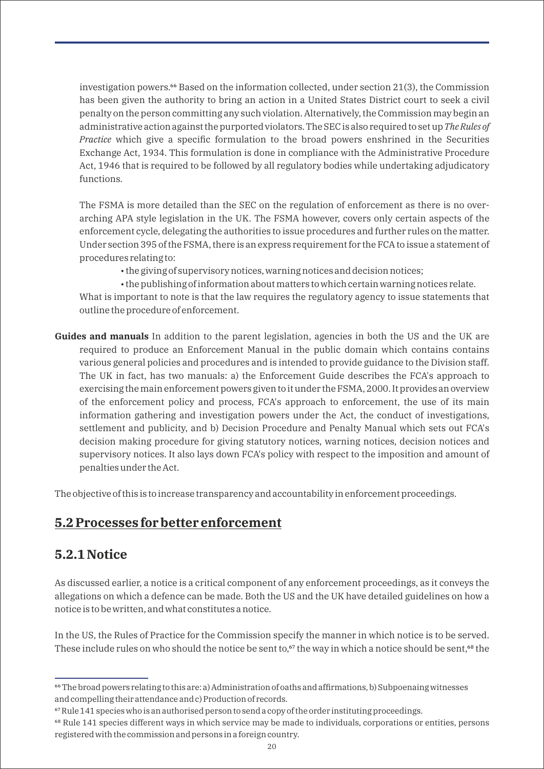investigation powers.[66] Based on the information collected, under section 21(3), the Commission has been given the authority to bring an action in a United States District court to seek a civil penalty on the person committing any such violation. Alternatively, the Commission may begin an administrative action against the purported violators. The SEC is also required to set up *The Rules of Practice* which give a specific formulation to the broad powers enshrined in the Securities Exchange Act, 1934. This formulation is done in compliance with the Administrative Procedure Act, 1946 that is required to be followed by all regulatory bodies while undertaking adjudicatory functions.

The FSMA is more detailed than the SEC on the regulation of enforcement as there is no over-arching APA style legislation in the UK. The FSMA however, covers only certain aspects of the enforcement cycle, delegating the authorities to issue procedures and further rules on the matter. Under section 395 of the FSMA, there is an express requirement for the FCA to issue a statement of procedures relating to:

- the giving of supervisory notices, warning notices and decision notices;
- the publishing of information about matters to which certain warning notices relate.

What is important to note is that the law requires the regulatory agency to issue statements that outline the procedure of enforcement.

**Guides and manuals** In addition to the parent legislation, agencies in both the US and the UK are required to produce an Enforcement Manual in the public domain which contains contains various general policies and procedures and is intended to provide guidance to the Division staff. The UK in fact, has two manuals: a) the Enforcement Guide describes the FCA's approach to exercising the main enforcement powers given to it under the FSMA, 2000. It provides an overview of the enforcement policy and process, FCA's approach to enforcement, the use of its main information gathering and investigation powers under the Act, the conduct of investigations, settlement and publicity, and b) Decision Procedure and Penalty Manual which sets out FCA's decision making procedure for giving statutory notices, warning notices, decision notices and supervisory notices. It also lays down FCA's policy with respect to the imposition and amount of penalties under the Act.

The objective of this is to increase transparency and accountability in enforcement proceedings.

## 5.2 Processes for better enforcement

### 5.2.1 Notice

As discussed earlier, a notice is a critical component of any enforcement proceedings, as it conveys the allegations on which a defence can be made. Both the US and the UK have detailed guidelines on how a notice is to be written, and what constitutes a notice.

In the US, the Rules of Practice for the Commission specify the manner in which notice is to be served. These include rules on who should the notice be sent to,[67] the way in which a notice should be sent,[68] the

---

[66] The broad powers relating to this are: a) Administration of oaths and affirmations, b) Subpoenaing witnesses and compelling their attendance and c) Production of records.

[67] Rule 141 species who is an authorised person to send a copy of the order instituting proceedings.

[68] Rule 141 species different ways in which service may be made to individuals, corporations or entities, persons registered with the commission and persons in a foreign country.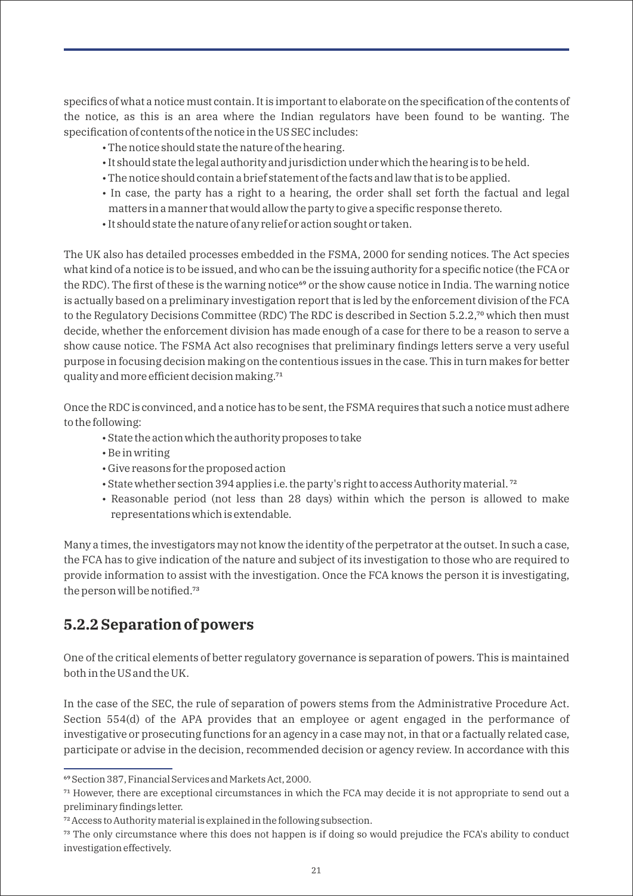specifics of what a notice must contain. It is important to elaborate on the specification of the contents of the notice, as this is an area where the Indian regulators have been found to be wanting. The specification of contents of the notice in the US SEC includes:

- The notice should state the nature of the hearing.
- It should state the legal authority and jurisdiction under which the hearing is to be held.
- The notice should contain a brief statement of the facts and law that is to be applied.
- In case, the party has a right to a hearing, the order shall set forth the factual and legal matters in a manner that would allow the party to give a specific response thereto.
- It should state the nature of any relief or action sought or taken.

The UK also has detailed processes embedded in the FSMA, 2000 for sending notices. The Act species what kind of a notice is to be issued, and who can be the issuing authority for a specific notice (the FCA or the RDC). The first of these is the warning notice[69] or the show cause notice in India. The warning notice is actually based on a preliminary investigation report that is led by the enforcement division of the FCA to the Regulatory Decisions Committee (RDC) The RDC is described in Section 5.2.2,[70] which then must decide, whether the enforcement division has made enough of a case for there to be a reason to serve a show cause notice. The FSMA Act also recognises that preliminary findings letters serve a very useful purpose in focusing decision making on the contentious issues in the case. This in turn makes for better quality and more efficient decision making.[71]

Once the RDC is convinced, and a notice has to be sent, the FSMA requires that such a notice must adhere to the following:

- State the action which the authority proposes to take
- Be in writing
- Give reasons for the proposed action
- State whether section 394 applies i.e. the party's right to access Authority material. [72]
- Reasonable period (not less than 28 days) within which the person is allowed to make representations which is extendable.

Many a times, the investigators may not know the identity of the perpetrator at the outset. In such a case, the FCA has to give indication of the nature and subject of its investigation to those who are required to provide information to assist with the investigation. Once the FCA knows the person it is investigating, the person will be notified.[73]

## 5.2.2 Separation of powers

One of the critical elements of better regulatory governance is separation of powers. This is maintained both in the US and the UK.

In the case of the SEC, the rule of separation of powers stems from the Administrative Procedure Act. Section 554(d) of the APA provides that an employee or agent engaged in the performance of investigative or prosecuting functions for an agency in a case may not, in that or a factually related case, participate or advise in the decision, recommended decision or agency review. In accordance with this

---

[69] Section 387, Financial Services and Markets Act, 2000.

[71] However, there are exceptional circumstances in which the FCA may decide it is not appropriate to send out a preliminary findings letter.

[72] Access to Authority material is explained in the following subsection.

[73] The only circumstance where this does not happen is if doing so would prejudice the FCA's ability to conduct investigation effectively.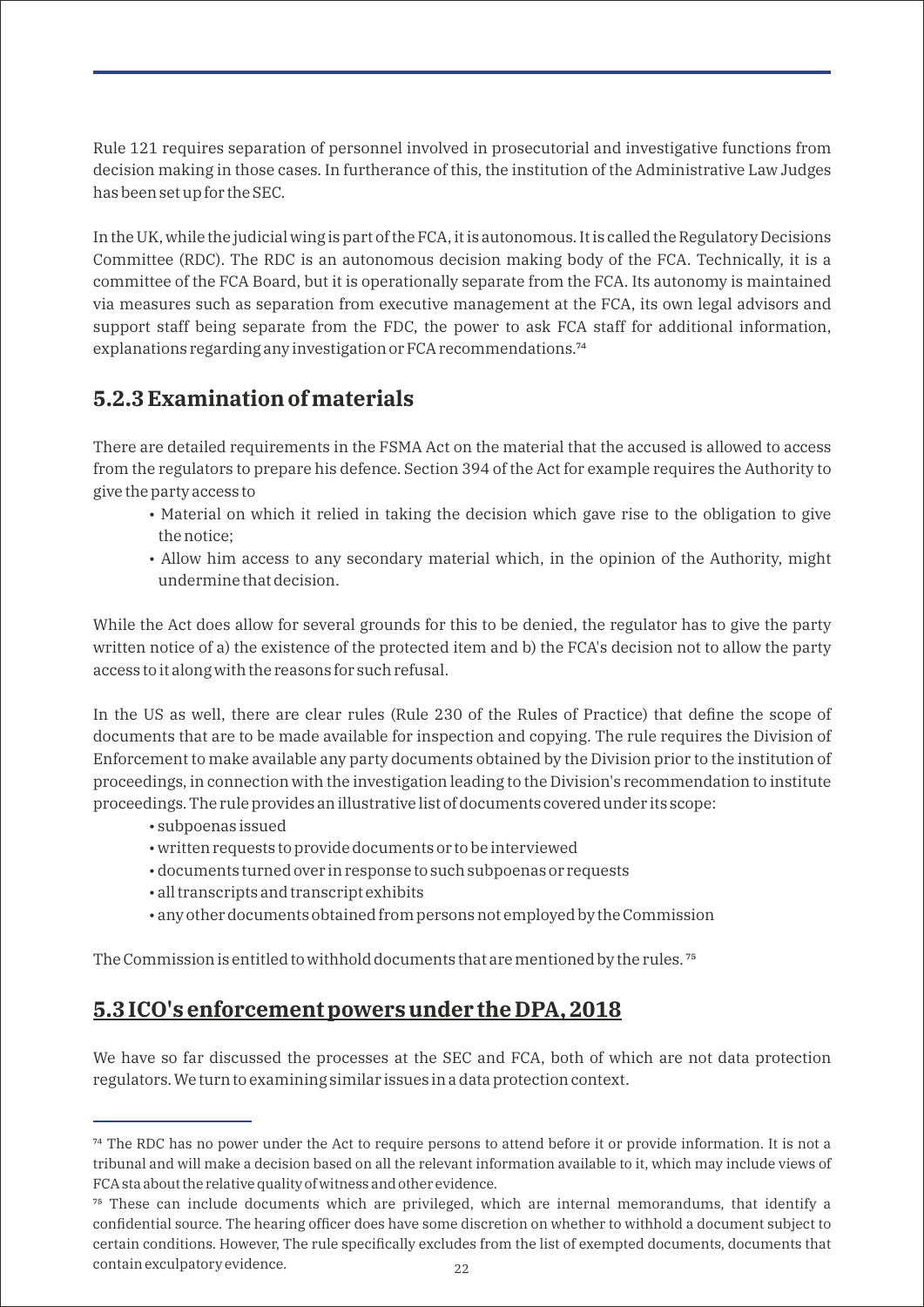Rule 121 requires separation of personnel involved in prosecutorial and investigative functions from decision making in those cases. In furtherance of this, the institution of the Administrative Law Judges has been set up for the SEC.

In the UK, while the judicial wing is part of the FCA, it is autonomous. It is called the Regulatory Decisions Committee (RDC). The RDC is an autonomous decision making body of the FCA. Technically, it is a committee of the FCA Board, but it is operationally separate from the FCA. Its autonomy is maintained via measures such as separation from executive management at the FCA, its own legal advisors and support staff being separate from the FDC, the power to ask FCA staff for additional information, explanations regarding any investigation or FCA recommendations.[74]

### 5.2.3 Examination of materials

There are detailed requirements in the FSMA Act on the material that the accused is allowed to access from the regulators to prepare his defence. Section 394 of the Act for example requires the Authority to give the party access to

- Material on which it relied in taking the decision which gave rise to the obligation to give the notice;
- Allow him access to any secondary material which, in the opinion of the Authority, might undermine that decision.

While the Act does allow for several grounds for this to be denied, the regulator has to give the party written notice of a) the existence of the protected item and b) the FCA's decision not to allow the party access to it along with the reasons for such refusal.

In the US as well, there are clear rules (Rule 230 of the Rules of Practice) that define the scope of documents that are to be made available for inspection and copying. The rule requires the Division of Enforcement to make available any party documents obtained by the Division prior to the institution of proceedings, in connection with the investigation leading to the Division's recommendation to institute proceedings. The rule provides an illustrative list of documents covered under its scope:

- subpoenas issued
- written requests to provide documents or to be interviewed
- documents turned over in response to such subpoenas or requests
- all transcripts and transcript exhibits
- any other documents obtained from persons not employed by the Commission

The Commission is entitled to withhold documents that are mentioned by the rules.[75]

## <u>5.3 ICO's enforcement powers under the DPA, 2018</u>

We have so far discussed the processes at the SEC and FCA, both of which are not data protection regulators. We turn to examining similar issues in a data protection context.

---

[74] The RDC has no power under the Act to require persons to attend before it or provide information. It is not a tribunal and will make a decision based on all the relevant information available to it, which may include views of FCA sta about the relative quality of witness and other evidence.

[75] These can include documents which are privileged, which are internal memorandums, that identify a confidential source. The hearing officer does have some discretion on whether to withhold a document subject to certain conditions. However, The rule specifically excludes from the list of exempted documents, documents that contain exculpatory evidence.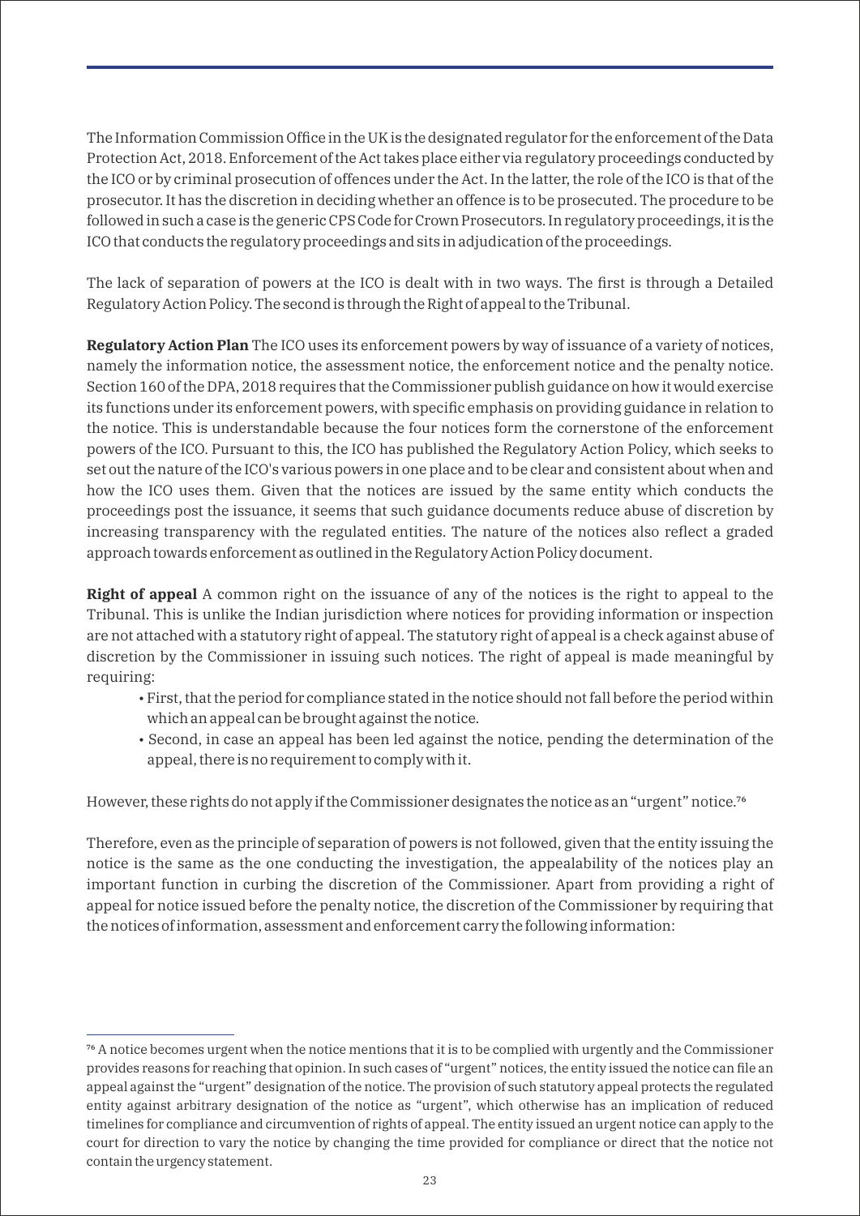The Information Commission Office in the UK is the designated regulator for the enforcement of the Data Protection Act, 2018. Enforcement of the Act takes place either via regulatory proceedings conducted by the ICO or by criminal prosecution of offences under the Act. In the latter, the role of the ICO is that of the prosecutor. It has the discretion in deciding whether an offence is to be prosecuted. The procedure to be followed in such a case is the generic CPS Code for Crown Prosecutors. In regulatory proceedings, it is the ICO that conducts the regulatory proceedings and sits in adjudication of the proceedings.

The lack of separation of powers at the ICO is dealt with in two ways. The first is through a Detailed Regulatory Action Policy. The second is through the Right of appeal to the Tribunal.

**Regulatory Action Plan** The ICO uses its enforcement powers by way of issuance of a variety of notices, namely the information notice, the assessment notice, the enforcement notice and the penalty notice. Section 160 of the DPA, 2018 requires that the Commissioner publish guidance on how it would exercise its functions under its enforcement powers, with specific emphasis on providing guidance in relation to the notice. This is understandable because the four notices form the cornerstone of the enforcement powers of the ICO. Pursuant to this, the ICO has published the Regulatory Action Policy, which seeks to set out the nature of the ICO's various powers in one place and to be clear and consistent about when and how the ICO uses them. Given that the notices are issued by the same entity which conducts the proceedings post the issuance, it seems that such guidance documents reduce abuse of discretion by increasing transparency with the regulated entities. The nature of the notices also reflect a graded approach towards enforcement as outlined in the Regulatory Action Policy document.

**Right of appeal** A common right on the issuance of any of the notices is the right to appeal to the Tribunal. This is unlike the Indian jurisdiction where notices for providing information or inspection are not attached with a statutory right of appeal. The statutory right of appeal is a check against abuse of discretion by the Commissioner in issuing such notices. The right of appeal is made meaningful by requiring:

- First, that the period for compliance stated in the notice should not fall before the period within which an appeal can be brought against the notice.
- Second, in case an appeal has been led against the notice, pending the determination of the appeal, there is no requirement to comply with it.

However, these rights do not apply if the Commissioner designates the notice as an "urgent" notice.[76]

Therefore, even as the principle of separation of powers is not followed, given that the entity issuing the notice is the same as the one conducting the investigation, the appealability of the notices play an important function in curbing the discretion of the Commissioner. Apart from providing a right of appeal for notice issued before the penalty notice, the discretion of the Commissioner by requiring that the notices of information, assessment and enforcement carry the following information:

---

[76] A notice becomes urgent when the notice mentions that it is to be complied with urgently and the Commissioner provides reasons for reaching that opinion. In such cases of "urgent" notices, the entity issued the notice can file an appeal against the "urgent" designation of the notice. The provision of such statutory appeal protects the regulated entity against arbitrary designation of the notice as "urgent", which otherwise has an implication of reduced timelines for compliance and circumvention of rights of appeal. The entity issued an urgent notice can apply to the court for direction to vary the notice by changing the time provided for compliance or direct that the notice not contain the urgency statement.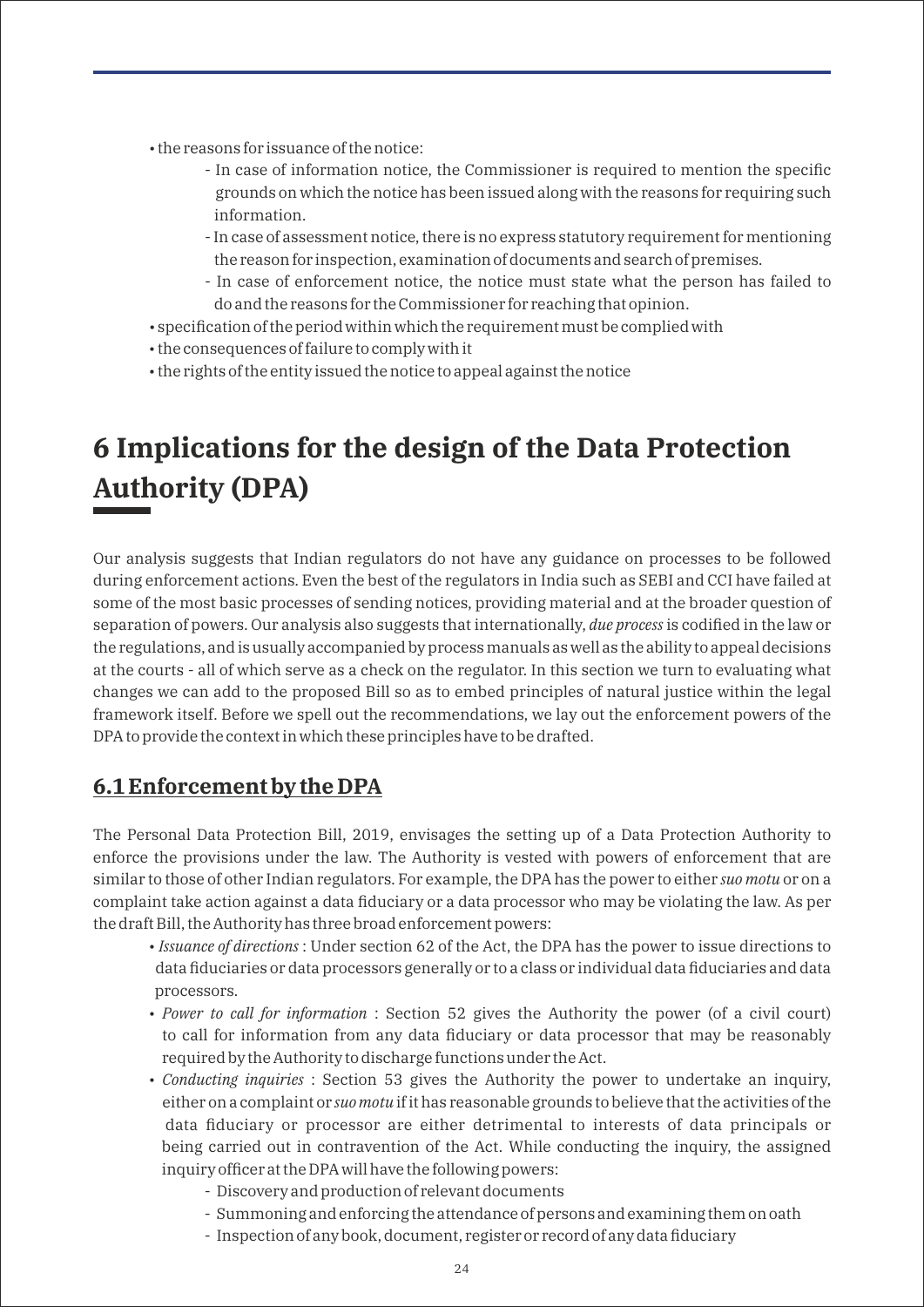- the reasons for issuance of the notice:
    - In case of information notice, the Commissioner is required to mention the specific grounds on which the notice has been issued along with the reasons for requiring such information.
    - In case of assessment notice, there is no express statutory requirement for mentioning the reason for inspection, examination of documents and search of premises.
    - In case of enforcement notice, the notice must state what the person has failed to do and the reasons for the Commissioner for reaching that opinion.
- specification of the period within which the requirement must be complied with
- the consequences of failure to comply with it
- the rights of the entity issued the notice to appeal against the notice

# 6 Implications for the design of the Data Protection Authority (DPA)

Our analysis suggests that Indian regulators do not have any guidance on processes to be followed during enforcement actions. Even the best of the regulators in India such as SEBI and CCI have failed at some of the most basic processes of sending notices, providing material and at the broader question of separation of powers. Our analysis also suggests that internationally, *due process* is codified in the law or the regulations, and is usually accompanied by process manuals as well as the ability to appeal decisions at the courts - all of which serve as a check on the regulator. In this section we turn to evaluating what changes we can add to the proposed Bill so as to embed principles of natural justice within the legal framework itself. Before we spell out the recommendations, we lay out the enforcement powers of the DPA to provide the context in which these principles have to be drafted.

## 6.1 Enforcement by the DPA

The Personal Data Protection Bill, 2019, envisages the setting up of a Data Protection Authority to enforce the provisions under the law. The Authority is vested with powers of enforcement that are similar to those of other Indian regulators. For example, the DPA has the power to either *suo motu* or on a complaint take action against a data fiduciary or a data processor who may be violating the law. As per the draft Bill, the Authority has three broad enforcement powers:

- *Issuance of directions* : Under section 62 of the Act, the DPA has the power to issue directions to data fiduciaries or data processors generally or to a class or individual data fiduciaries and data processors.
- *Power to call for information* : Section 52 gives the Authority the power (of a civil court) to call for information from any data fiduciary or data processor that may be reasonably required by the Authority to discharge functions under the Act.
- *Conducting inquiries* : Section 53 gives the Authority the power to undertake an inquiry, either on a complaint or *suo motu* if it has reasonable grounds to believe that the activities of the data fiduciary or processor are either detrimental to interests of data principals or being carried out in contravention of the Act. While conducting the inquiry, the assigned inquiry officer at the DPA will have the following powers:
    - Discovery and production of relevant documents
    - Summoning and enforcing the attendance of persons and examining them on oath
    - Inspection of any book, document, register or record of any data fiduciary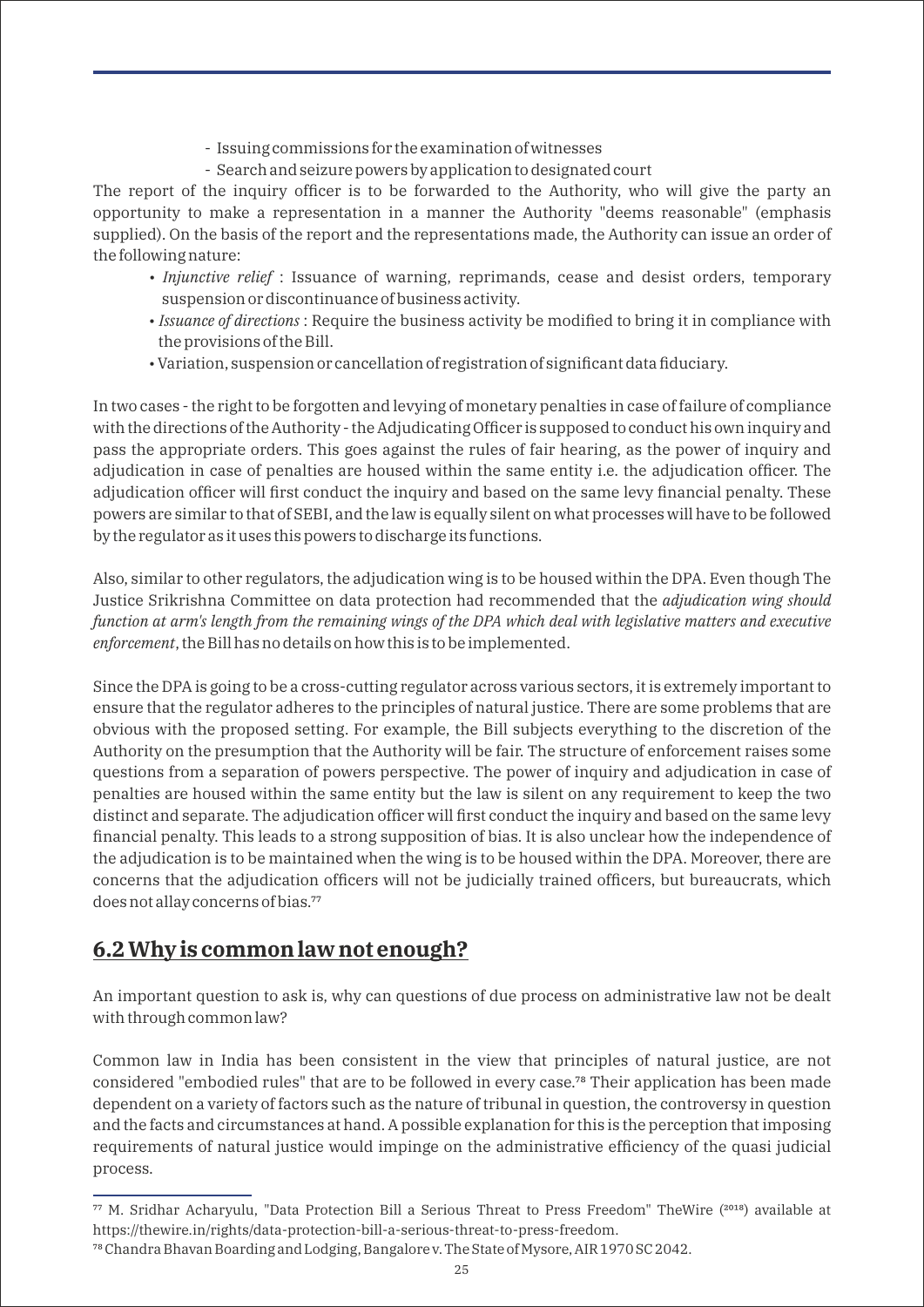- Issuing commissions for the examination of witnesses
- Search and seizure powers by application to designated court

The report of the inquiry officer is to be forwarded to the Authority, who will give the party an opportunity to make a representation in a manner the Authority "deems reasonable" (emphasis supplied). On the basis of the report and the representations made, the Authority can issue an order of the following nature:

- *Injunctive relief* : Issuance of warning, reprimands, cease and desist orders, temporary suspension or discontinuance of business activity.
- *Issuance of directions* : Require the business activity be modified to bring it in compliance with the provisions of the Bill.
- Variation, suspension or cancellation of registration of significant data fiduciary.

In two cases - the right to be forgotten and levying of monetary penalties in case of failure of compliance with the directions of the Authority - the Adjudicating Officer is supposed to conduct his own inquiry and pass the appropriate orders. This goes against the rules of fair hearing, as the power of inquiry and adjudication in case of penalties are housed within the same entity i.e. the adjudication officer. The adjudication officer will first conduct the inquiry and based on the same levy financial penalty. These powers are similar to that of SEBI, and the law is equally silent on what processes will have to be followed by the regulator as it uses this powers to discharge its functions.

Also, similar to other regulators, the adjudication wing is to be housed within the DPA. Even though The Justice Srikrishna Committee on data protection had recommended that the *adjudication wing should function at arm's length from the remaining wings of the DPA which deal with legislative matters and executive enforcement*, the Bill has no details on how this is to be implemented.

Since the DPA is going to be a cross-cutting regulator across various sectors, it is extremely important to ensure that the regulator adheres to the principles of natural justice. There are some problems that are obvious with the proposed setting. For example, the Bill subjects everything to the discretion of the Authority on the presumption that the Authority will be fair. The structure of enforcement raises some questions from a separation of powers perspective. The power of inquiry and adjudication in case of penalties are housed within the same entity but the law is silent on any requirement to keep the two distinct and separate. The adjudication officer will first conduct the inquiry and based on the same levy financial penalty. This leads to a strong supposition of bias. It is also unclear how the independence of the adjudication is to be maintained when the wing is to be housed within the DPA. Moreover, there are concerns that the adjudication officers will not be judicially trained officers, but bureaucrats, which does not allay concerns of bias.[77]

## 6.2 Why is common law not enough?

An important question to ask is, why can questions of due process on administrative law not be dealt with through common law?

Common law in India has been consistent in the view that principles of natural justice, are not considered "embodied rules" that are to be followed in every case.[78] Their application has been made dependent on a variety of factors such as the nature of tribunal in question, the controversy in question and the facts and circumstances at hand. A possible explanation for this is the perception that imposing requirements of natural justice would impinge on the administrative efficiency of the quasi judicial process.

---

[77] M. Sridhar Acharyulu, "Data Protection Bill a Serious Threat to Press Freedom" TheWire (2018) available at https://thewire.in/rights/data-protection-bill-a-serious-threat-to-press-freedom.

[78] Chandra Bhavan Boarding and Lodging, Bangalore v. The State of Mysore, AIR 1970 SC 2042.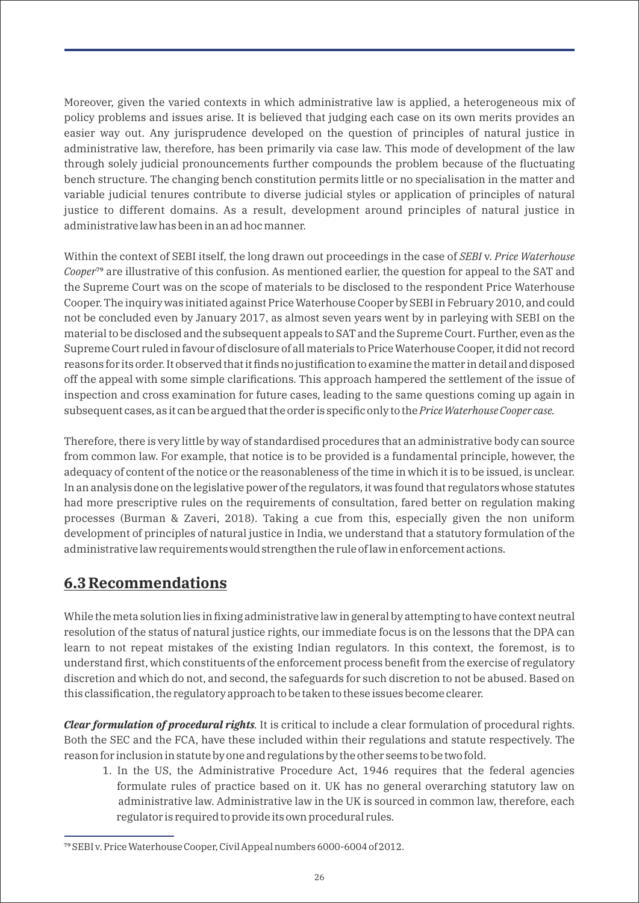Moreover, given the varied contexts in which administrative law is applied, a heterogeneous mix of policy problems and issues arise. It is believed that judging each case on its own merits provides an easier way out. Any jurisprudence developed on the question of principles of natural justice in administrative law, therefore, has been primarily via case law. This mode of development of the law through solely judicial pronouncements further compounds the problem because of the fluctuating bench structure. The changing bench constitution permits little or no specialisation in the matter and variable judicial tenures contribute to diverse judicial styles or application of principles of natural justice to different domains. As a result, development around principles of natural justice in administrative law has been in an ad hoc manner.

Within the context of SEBI itself, the long drawn out proceedings in the case of *SEBI* v. *Price Waterhouse Cooper*[79] are illustrative of this confusion. As mentioned earlier, the question for appeal to the SAT and the Supreme Court was on the scope of materials to be disclosed to the respondent Price Waterhouse Cooper. The inquiry was initiated against Price Waterhouse Cooper by SEBI in February 2010, and could not be concluded even by January 2017, as almost seven years went by in parleying with SEBI on the material to be disclosed and the subsequent appeals to SAT and the Supreme Court. Further, even as the Supreme Court ruled in favour of disclosure of all materials to Price Waterhouse Cooper, it did not record reasons for its order. It observed that it finds no justification to examine the matter in detail and disposed off the appeal with some simple clarifications. This approach hampered the settlement of the issue of inspection and cross examination for future cases, leading to the same questions coming up again in subsequent cases, as it can be argued that the order is specific only to the *Price Waterhouse Cooper case.*

Therefore, there is very little by way of standardised procedures that an administrative body can source from common law. For example, that notice is to be provided is a fundamental principle, however, the adequacy of content of the notice or the reasonableness of the time in which it is to be issued, is unclear. In an analysis done on the legislative power of the regulators, it was found that regulators whose statutes had more prescriptive rules on the requirements of consultation, fared better on regulation making processes (Burman & Zaveri, 2018). Taking a cue from this, especially given the non uniform development of principles of natural justice in India, we understand that a statutory formulation of the administrative law requirements would strengthen the rule of law in enforcement actions.

## 6.3 Recommendations

While the meta solution lies in fixing administrative law in general by attempting to have context neutral resolution of the status of natural justice rights, our immediate focus is on the lessons that the DPA can learn to not repeat mistakes of the existing Indian regulators. In this context, the foremost, is to understand first, which constituents of the enforcement process benefit from the exercise of regulatory discretion and which do not, and second, the safeguards for such discretion to not be abused. Based on this classification, the regulatory approach to be taken to these issues become clearer.

***Clear formulation of procedural rights***. It is critical to include a clear formulation of procedural rights. Both the SEC and the FCA, have these included within their regulations and statute respectively. The reason for inclusion in statute by one and regulations by the other seems to be two fold.

1. In the US, the Administrative Procedure Act, 1946 requires that the federal agencies formulate rules of practice based on it. UK has no general overarching statutory law on administrative law. Administrative law in the UK is sourced in common law, therefore, each regulator is required to provide its own procedural rules.

[79] SEBI v. Price Waterhouse Cooper, Civil Appeal numbers 6000-6004 of 2012.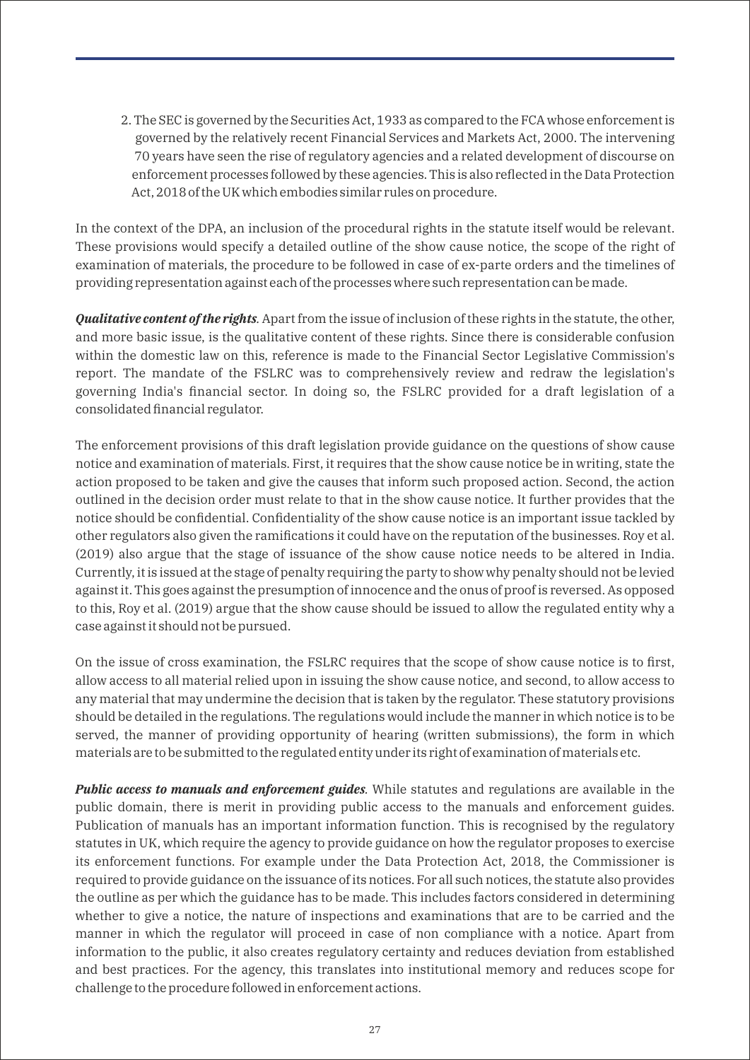2. The SEC is governed by the Securities Act, 1933 as compared to the FCA whose enforcement is governed by the relatively recent Financial Services and Markets Act, 2000. The intervening 70 years have seen the rise of regulatory agencies and a related development of discourse on enforcement processes followed by these agencies. This is also reflected in the Data Protection Act, 2018 of the UK which embodies similar rules on procedure.

In the context of the DPA, an inclusion of the procedural rights in the statute itself would be relevant. These provisions would specify a detailed outline of the show cause notice, the scope of the right of examination of materials, the procedure to be followed in case of ex-parte orders and the timelines of providing representation against each of the processes where such representation can be made.

***Qualitative content of the rights***. Apart from the issue of inclusion of these rights in the statute, the other, and more basic issue, is the qualitative content of these rights. Since there is considerable confusion within the domestic law on this, reference is made to the Financial Sector Legislative Commission's report. The mandate of the FSLRC was to comprehensively review and redraw the legislation's governing India's financial sector. In doing so, the FSLRC provided for a draft legislation of a consolidated financial regulator.

The enforcement provisions of this draft legislation provide guidance on the questions of show cause notice and examination of materials. First, it requires that the show cause notice be in writing, state the action proposed to be taken and give the causes that inform such proposed action. Second, the action outlined in the decision order must relate to that in the show cause notice. It further provides that the notice should be confidential. Confidentiality of the show cause notice is an important issue tackled by other regulators also given the ramifications it could have on the reputation of the businesses. Roy et al. (2019) also argue that the stage of issuance of the show cause notice needs to be altered in India. Currently, it is issued at the stage of penalty requiring the party to show why penalty should not be levied against it. This goes against the presumption of innocence and the onus of proof is reversed. As opposed to this, Roy et al. (2019) argue that the show cause should be issued to allow the regulated entity why a case against it should not be pursued.

On the issue of cross examination, the FSLRC requires that the scope of show cause notice is to first, allow access to all material relied upon in issuing the show cause notice, and second, to allow access to any material that may undermine the decision that is taken by the regulator. These statutory provisions should be detailed in the regulations. The regulations would include the manner in which notice is to be served, the manner of providing opportunity of hearing (written submissions), the form in which materials are to be submitted to the regulated entity under its right of examination of materials etc.

***Public access to manuals and enforcement guides***. While statutes and regulations are available in the public domain, there is merit in providing public access to the manuals and enforcement guides. Publication of manuals has an important information function. This is recognised by the regulatory statutes in UK, which require the agency to provide guidance on how the regulator proposes to exercise its enforcement functions. For example under the Data Protection Act, 2018, the Commissioner is required to provide guidance on the issuance of its notices. For all such notices, the statute also provides the outline as per which the guidance has to be made. This includes factors considered in determining whether to give a notice, the nature of inspections and examinations that are to be carried and the manner in which the regulator will proceed in case of non compliance with a notice. Apart from information to the public, it also creates regulatory certainty and reduces deviation from established and best practices. For the agency, this translates into institutional memory and reduces scope for challenge to the procedure followed in enforcement actions.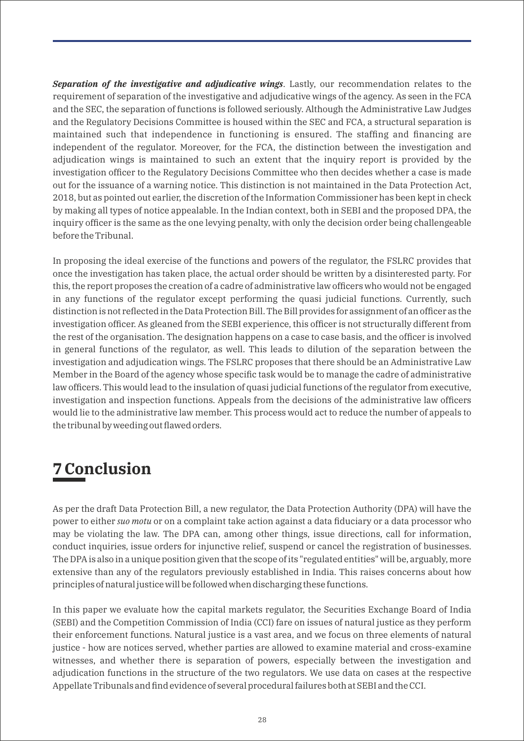***Separation of the investigative and adjudicative wings***. Lastly, our recommendation relates to the requirement of separation of the investigative and adjudicative wings of the agency. As seen in the FCA and the SEC, the separation of functions is followed seriously. Although the Administrative Law Judges and the Regulatory Decisions Committee is housed within the SEC and FCA, a structural separation is maintained such that independence in functioning is ensured. The staffing and financing are independent of the regulator. Moreover, for the FCA, the distinction between the investigation and adjudication wings is maintained to such an extent that the inquiry report is provided by the investigation officer to the Regulatory Decisions Committee who then decides whether a case is made out for the issuance of a warning notice. This distinction is not maintained in the Data Protection Act, 2018, but as pointed out earlier, the discretion of the Information Commissioner has been kept in check by making all types of notice appealable. In the Indian context, both in SEBI and the proposed DPA, the inquiry officer is the same as the one levying penalty, with only the decision order being challengeable before the Tribunal.

In proposing the ideal exercise of the functions and powers of the regulator, the FSLRC provides that once the investigation has taken place, the actual order should be written by a disinterested party. For this, the report proposes the creation of a cadre of administrative law officers who would not be engaged in any functions of the regulator except performing the quasi judicial functions. Currently, such distinction is not reflected in the Data Protection Bill. The Bill provides for assignment of an officer as the investigation officer. As gleaned from the SEBI experience, this officer is not structurally different from the rest of the organisation. The designation happens on a case to case basis, and the officer is involved in general functions of the regulator, as well. This leads to dilution of the separation between the investigation and adjudication wings. The FSLRC proposes that there should be an Administrative Law Member in the Board of the agency whose specific task would be to manage the cadre of administrative law officers. This would lead to the insulation of quasi judicial functions of the regulator from executive, investigation and inspection functions. Appeals from the decisions of the administrative law officers would lie to the administrative law member. This process would act to reduce the number of appeals to the tribunal by weeding out flawed orders.

# 7 Conclusion

As per the draft Data Protection Bill, a new regulator, the Data Protection Authority (DPA) will have the power to either *suo motu* or on a complaint take action against a data fiduciary or a data processor who may be violating the law. The DPA can, among other things, issue directions, call for information, conduct inquiries, issue orders for injunctive relief, suspend or cancel the registration of businesses. The DPA is also in a unique position given that the scope of its "regulated entities" will be, arguably, more extensive than any of the regulators previously established in India. This raises concerns about how principles of natural justice will be followed when discharging these functions.

In this paper we evaluate how the capital markets regulator, the Securities Exchange Board of India (SEBI) and the Competition Commission of India (CCI) fare on issues of natural justice as they perform their enforcement functions. Natural justice is a vast area, and we focus on three elements of natural justice - how are notices served, whether parties are allowed to examine material and cross-examine witnesses, and whether there is separation of powers, especially between the investigation and adjudication functions in the structure of the two regulators. We use data on cases at the respective Appellate Tribunals and find evidence of several procedural failures both at SEBI and the CCI.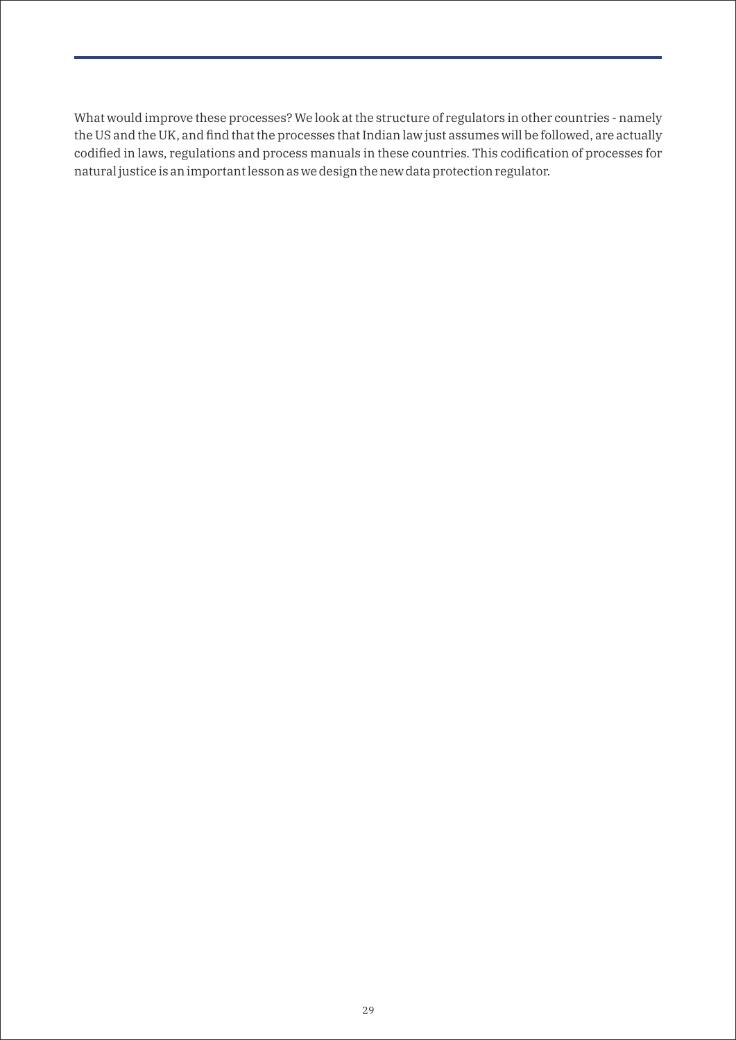What would improve these processes? We look at the structure of regulators in other countries - namely the US and the UK, and find that the processes that Indian law just assumes will be followed, are actually codified in laws, regulations and process manuals in these countries. This codification of processes for natural justice is an important lesson as we design the new data protection regulator.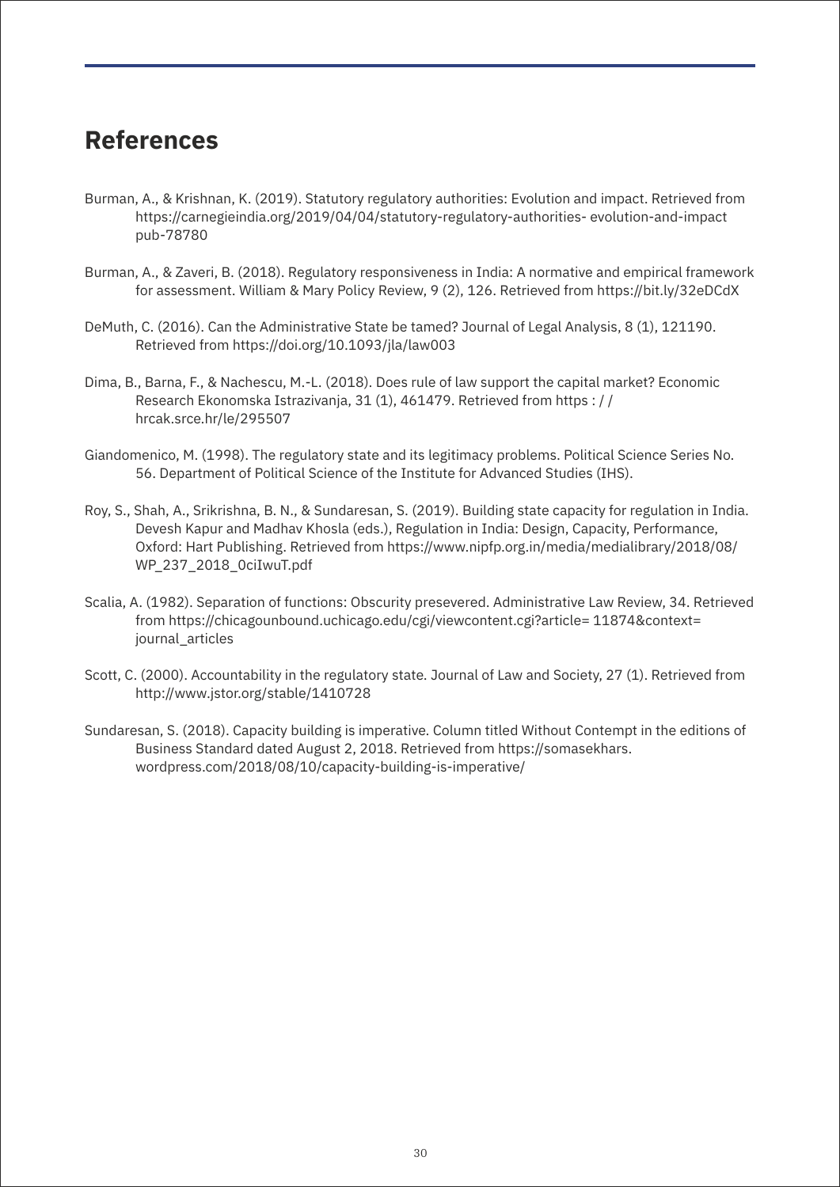## References

Burman, A., & Krishnan, K. (2019). Statutory regulatory authorities: Evolution and impact. Retrieved from https://carnegieindia.org/2019/04/04/statutory-regulatory-authorities- evolution-and-impact pub-78780

Burman, A., & Zaveri, B. (2018). Regulatory responsiveness in India: A normative and empirical framework for assessment. William & Mary Policy Review, 9 (2), 126. Retrieved from https://bit.ly/32eDCdX

DeMuth, C. (2016). Can the Administrative State be tamed? Journal of Legal Analysis, 8 (1), 121190. Retrieved from https://doi.org/10.1093/jla/law003

Dima, B., Barna, F., & Nachescu, M.-L. (2018). Does rule of law support the capital market? Economic Research Ekonomska Istrazivanja, 31 (1), 461479. Retrieved from https : / / hrcak.srce.hr/le/295507

Giandomenico, M. (1998). The regulatory state and its legitimacy problems. Political Science Series No. 56. Department of Political Science of the Institute for Advanced Studies (IHS).

Roy, S., Shah, A., Srikrishna, B. N., & Sundaresan, S. (2019). Building state capacity for regulation in India. Devesh Kapur and Madhav Khosla (eds.), Regulation in India: Design, Capacity, Performance, Oxford: Hart Publishing. Retrieved from https://www.nipfp.org.in/media/medialibrary/2018/08/ WP_237_2018_0ciIwuT.pdf

Scalia, A. (1982). Separation of functions: Obscurity presevered. Administrative Law Review, 34. Retrieved from https://chicagounbound.uchicago.edu/cgi/viewcontent.cgi?article= 11874&context= journal_articles

Scott, C. (2000). Accountability in the regulatory state. Journal of Law and Society, 27 (1). Retrieved from http://www.jstor.org/stable/1410728

Sundaresan, S. (2018). Capacity building is imperative. Column titled Without Contempt in the editions of Business Standard dated August 2, 2018. Retrieved from https://somasekhars. wordpress.com/2018/08/10/capacity-building-is-imperative/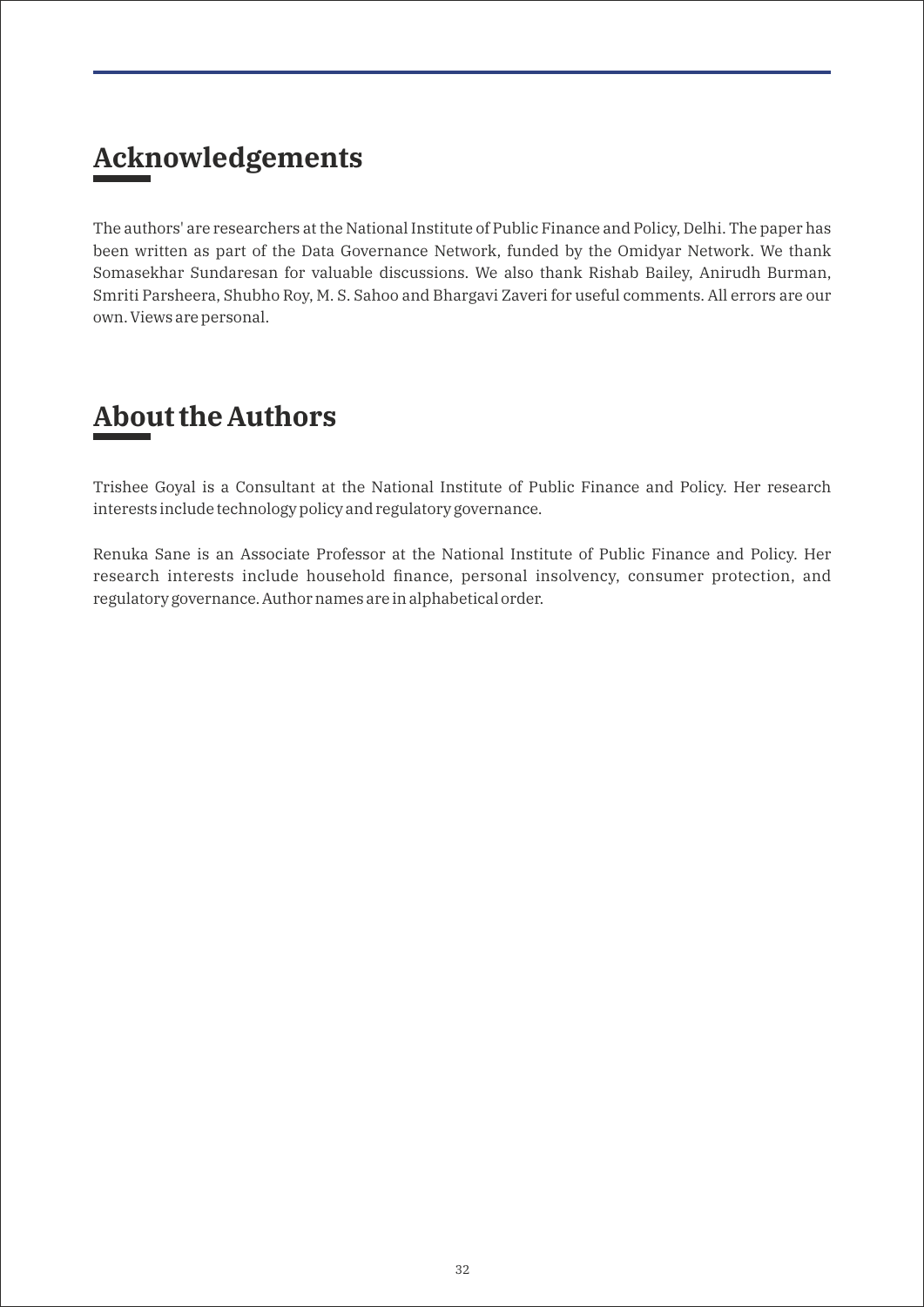## Acknowledgements

The authors' are researchers at the National Institute of Public Finance and Policy, Delhi. The paper has been written as part of the Data Governance Network, funded by the Omidyar Network. We thank Somasekhar Sundaresan for valuable discussions. We also thank Rishab Bailey, Anirudh Burman, Smriti Parsheera, Shubho Roy, M. S. Sahoo and Bhargavi Zaveri for useful comments. All errors are our own. Views are personal.

## About the Authors

Trishee Goyal is a Consultant at the National Institute of Public Finance and Policy. Her research interests include technology policy and regulatory governance.

Renuka Sane is an Associate Professor at the National Institute of Public Finance and Policy. Her research interests include household finance, personal insolvency, consumer protection, and regulatory governance. Author names are in alphabetical order.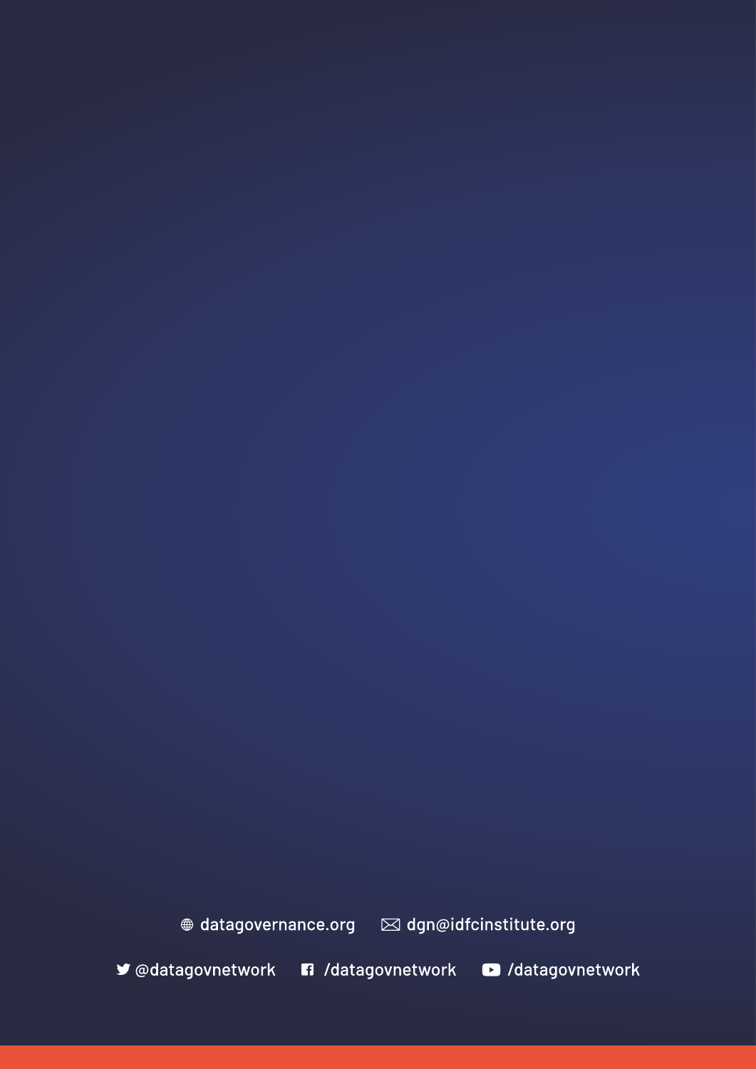datagovernance.org dgn@idfcinstitute.org

@datagovnetwork /datagovnetwork /datagovnetwork